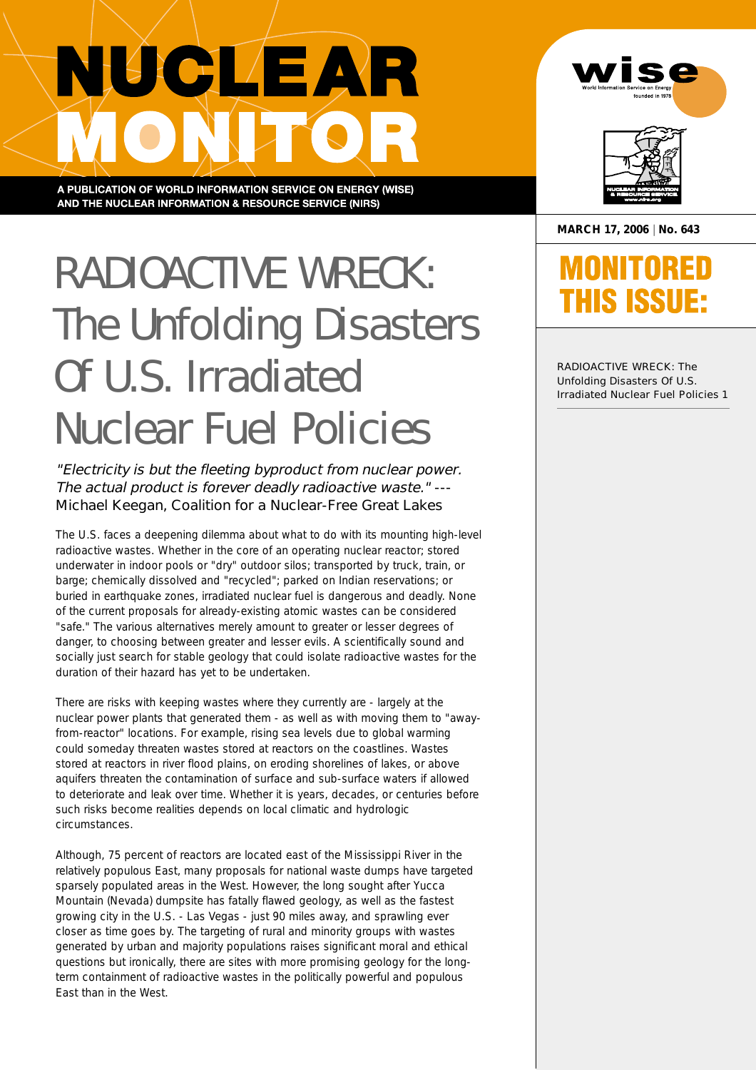# NUCLEAR MONITOR

A PUBLICATION OF WORLD INFORMATION SERVICE ON ENERGY (WISE) AND THE NUCLEAR INFORMATION & RESOURCE SERVICE (NIRS)

**MARCH 17, 2006 | No. 643**

## MONITORED THIS ISSUE:

RADIOACTIVE WRECK: The Unfolding Disasters Of U.S. Irradiated Nuclear Fuel Policies 1

# RADIOACTIVE WRECK: The Unfolding Disasters Of U.S. Irradiated Nuclear Fuel Policies

*"Electricity is but the fleeting byproduct from nuclear power. The actual product is forever deadly radioactive waste."* --- Michael Keegan, Coalition for a Nuclear-Free Great Lakes

The U.S. faces a deepening dilemma about what to do with its mounting high-level radioactive wastes. Whether in the core of an operating nuclear reactor; stored underwater in indoor pools or "dry" outdoor silos; transported by truck, train, or barge; chemically dissolved and "recycled"; parked on Indian reservations; or buried in earthquake zones, irradiated nuclear fuel is dangerous and deadly. None of the current proposals for already-existing atomic wastes can be considered "safe." The various alternatives merely amount to greater or lesser degrees of danger, to choosing between greater and lesser evils. A scientifically sound and socially just search for stable geology that could isolate radioactive wastes for the duration of their hazard has yet to be undertaken.

There are risks with keeping wastes where they currently are - largely at the nuclear power plants that generated them - as well as with moving them to "away-from-reactor" locations. For example, rising sea levels due to global warming could someday threaten wastes stored at reactors on the coastlines. Wastes stored at reactors in river flood plains, on eroding shorelines of lakes, or above aquifers threaten the contamination of surface and sub-surface waters if allowed to deteriorate and leak over time. Whether it is years, decades, or centuries before such risks become realities depends on local climatic and hydrologic circumstances.

Although, 75 percent of reactors are located east of the Mississippi River in the relatively populous East, many proposals for national waste dumps have targeted sparsely populated areas in the West. However, the long sought after Yucca Mountain (Nevada) dumpsite has fatally flawed geology, as well as the fastest growing city in the U.S. - Las Vegas - just 90 miles away, and sprawling ever closer as time goes by. The targeting of rural and minority groups with wastes generated by urban and majority populations raises significant moral and ethical questions but ironically, there are sites with more promising geology for the long-term containment of radioactive wastes in the politically powerful and populous East than in the West.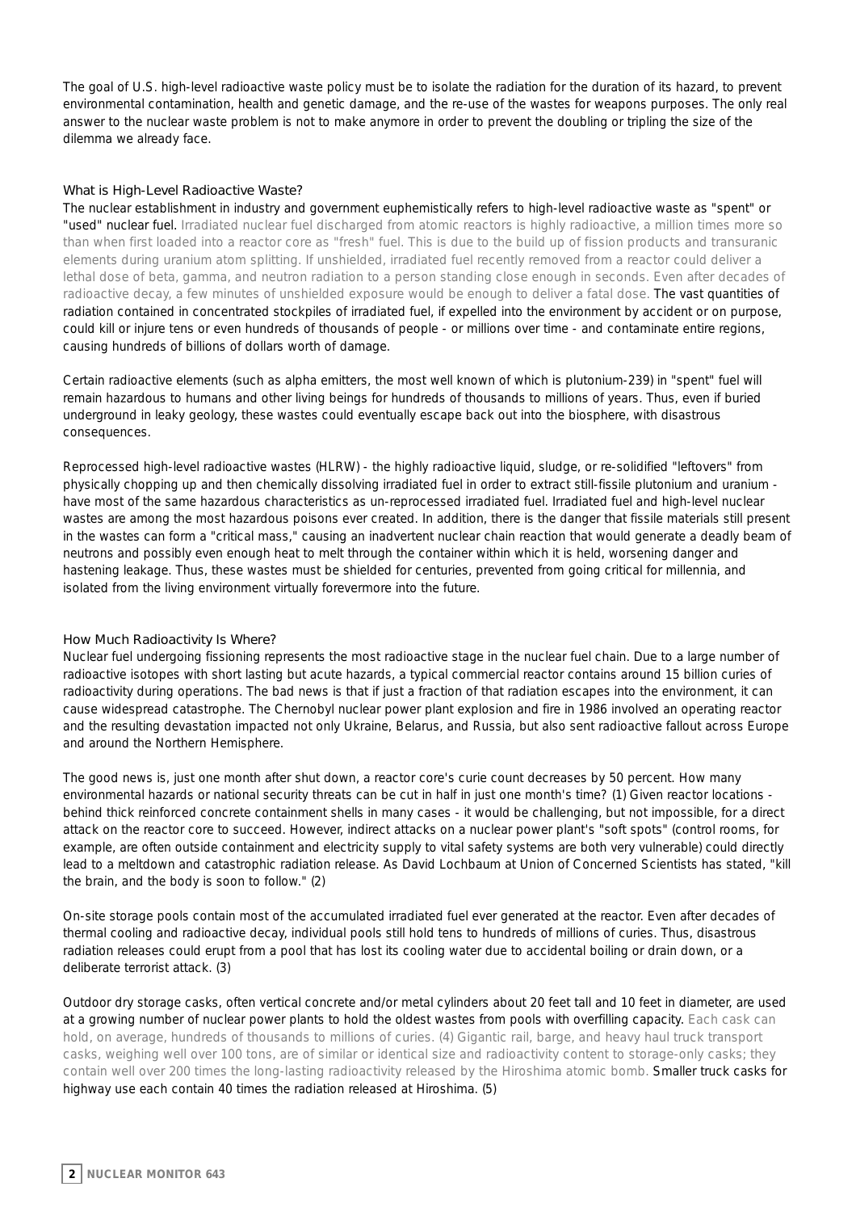The goal of U.S. high-level radioactive waste policy must be to isolate the radiation for the duration of its hazard, to prevent environmental contamination, health and genetic damage, and the re-use of the wastes for weapons purposes. The only real answer to the nuclear waste problem is not to make anymore in order to prevent the doubling or tripling the size of the dilemma we already face.

### What is High-Level Radioactive Waste?

The nuclear establishment in industry and government euphemistically refers to high-level radioactive waste as "spent" or "used" nuclear fuel. Irradiated nuclear fuel discharged from atomic reactors is highly radioactive, a million times more so than when first loaded into a reactor core as "fresh" fuel. This is due to the build up of fission products and transuranic elements during uranium atom splitting. If unshielded, irradiated fuel recently removed from a reactor could deliver a lethal dose of beta, gamma, and neutron radiation to a person standing close enough in seconds. Even after decades of radioactive decay, a few minutes of unshielded exposure would be enough to deliver a fatal dose. The vast quantities of radiation contained in concentrated stockpiles of irradiated fuel, if expelled into the environment by accident or on purpose, could kill or injure tens or even hundreds of thousands of people - or millions over time - and contaminate entire regions, causing hundreds of billions of dollars worth of damage.

Certain radioactive elements (such as alpha emitters, the most well known of which is plutonium-239) in "spent" fuel will remain hazardous to humans and other living beings for hundreds of thousands to millions of years. Thus, even if buried underground in leaky geology, these wastes could eventually escape back out into the biosphere, with disastrous consequences.

Reprocessed high-level radioactive wastes (HLRW) - the highly radioactive liquid, sludge, or re-solidified "leftovers" from physically chopping up and then chemically dissolving irradiated fuel in order to extract still-fissile plutonium and uranium - have most of the same hazardous characteristics as un-reprocessed irradiated fuel. Irradiated fuel and high-level nuclear wastes are among the most hazardous poisons ever created. In addition, there is the danger that fissile materials still present in the wastes can form a "critical mass," causing an inadvertent nuclear chain reaction that would generate a deadly beam of neutrons and possibly even enough heat to melt through the container within which it is held, worsening danger and hastening leakage. Thus, these wastes must be shielded for centuries, prevented from going critical for millennia, and isolated from the living environment virtually forevermore into the future.

### How Much Radioactivity Is Where?

Nuclear fuel undergoing fissioning represents the most radioactive stage in the nuclear fuel chain. Due to a large number of radioactive isotopes with short lasting but acute hazards, a typical commercial reactor contains around 15 billion curies of radioactivity during operations. The bad news is that if just a fraction of that radiation escapes into the environment, it can cause widespread catastrophe. The Chernobyl nuclear power plant explosion and fire in 1986 involved an operating reactor and the resulting devastation impacted not only Ukraine, Belarus, and Russia, but also sent radioactive fallout across Europe and around the Northern Hemisphere.

The good news is, just one month after shut down, a reactor core's curie count decreases by 50 percent. How many environmental hazards or national security threats can be cut in half in just one month's time? (1) Given reactor locations - behind thick reinforced concrete containment shells in many cases - it would be challenging, but not impossible, for a direct attack on the reactor core to succeed. However, indirect attacks on a nuclear power plant's "soft spots" (control rooms, for example, are often outside containment and electricity supply to vital safety systems are both very vulnerable) could directly lead to a meltdown and catastrophic radiation release. As David Lochbaum at Union of Concerned Scientists has stated, "kill the brain, and the body is soon to follow." (2)

On-site storage pools contain most of the accumulated irradiated fuel ever generated at the reactor. Even after decades of thermal cooling and radioactive decay, individual pools still hold tens to hundreds of millions of curies. Thus, disastrous radiation releases could erupt from a pool that has lost its cooling water due to accidental boiling or drain down, or a deliberate terrorist attack. (3)

Outdoor dry storage casks, often vertical concrete and/or metal cylinders about 20 feet tall and 10 feet in diameter, are used at a growing number of nuclear power plants to hold the oldest wastes from pools with overfilling capacity. Each cask can hold, on average, hundreds of thousands to millions of curies. (4) Gigantic rail, barge, and heavy haul truck transport casks, weighing well over 100 tons, are of similar or identical size and radioactivity content to storage-only casks; they contain well over 200 times the long-lasting radioactivity released by the Hiroshima atomic bomb. Smaller truck casks for highway use each contain 40 times the radiation released at Hiroshima. (5)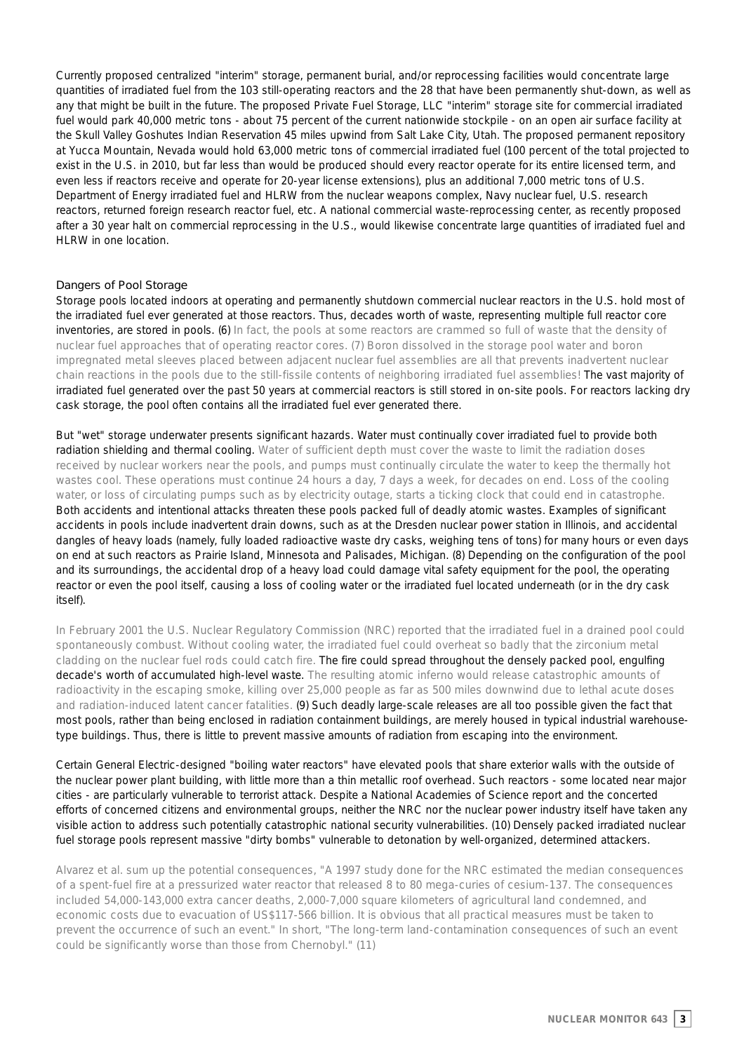Currently proposed centralized "interim" storage, permanent burial, and/or reprocessing facilities would concentrate large quantities of irradiated fuel from the 103 still-operating reactors and the 28 that have been permanently shut-down, as well as any that might be built in the future. The proposed Private Fuel Storage, LLC "interim" storage site for commercial irradiated fuel would park 40,000 metric tons - about 75 percent of the current nationwide stockpile - on an open air surface facility at the Skull Valley Goshutes Indian Reservation 45 miles upwind from Salt Lake City, Utah. The proposed permanent repository at Yucca Mountain, Nevada would hold 63,000 metric tons of commercial irradiated fuel (100 percent of the total projected to exist in the U.S. in 2010, but far less than would be produced should every reactor operate for its entire licensed term, and even less if reactors receive and operate for 20-year license extensions), plus an additional 7,000 metric tons of U.S. Department of Energy irradiated fuel and HLRW from the nuclear weapons complex, Navy nuclear fuel, U.S. research reactors, returned foreign research reactor fuel, etc. A national commercial waste-reprocessing center, as recently proposed after a 30 year halt on commercial reprocessing in the U.S., would likewise concentrate large quantities of irradiated fuel and HLRW in one location.

## Dangers of Pool Storage

Storage pools located indoors at operating and permanently shutdown commercial nuclear reactors in the U.S. hold most of the irradiated fuel ever generated at those reactors. Thus, decades worth of waste, representing multiple full reactor core inventories, are stored in pools. (6) In fact, the pools at some reactors are crammed so full of waste that the density of nuclear fuel approaches that of operating reactor cores. (7) Boron dissolved in the storage pool water and boron impregnated metal sleeves placed between adjacent nuclear fuel assemblies are all that prevents inadvertent nuclear chain reactions in the pools due to the still-fissile contents of neighboring irradiated fuel assemblies! The vast majority of irradiated fuel generated over the past 50 years at commercial reactors is still stored in on-site pools. For reactors lacking dry cask storage, the pool often contains all the irradiated fuel ever generated there.

But "wet" storage underwater presents significant hazards. Water must continually cover irradiated fuel to provide both radiation shielding and thermal cooling. Water of sufficient depth must cover the waste to limit the radiation doses received by nuclear workers near the pools, and pumps must continually circulate the water to keep the thermally hot wastes cool. These operations must continue 24 hours a day, 7 days a week, for decades on end. Loss of the cooling water, or loss of circulating pumps such as by electricity outage, starts a ticking clock that could end in catastrophe. Both accidents and intentional attacks threaten these pools packed full of deadly atomic wastes. Examples of significant accidents in pools include inadvertent drain downs, such as at the Dresden nuclear power station in Illinois, and accidental dangles of heavy loads (namely, fully loaded radioactive waste dry casks, weighing tens of tons) for many hours or even days on end at such reactors as Prairie Island, Minnesota and Palisades, Michigan. (8) Depending on the configuration of the pool and its surroundings, the accidental drop of a heavy load could damage vital safety equipment for the pool, the operating reactor or even the pool itself, causing a loss of cooling water or the irradiated fuel located underneath (or in the dry cask itself).

In February 2001 the U.S. Nuclear Regulatory Commission (NRC) reported that the irradiated fuel in a drained pool could spontaneously combust. Without cooling water, the irradiated fuel could overheat so badly that the zirconium metal cladding on the nuclear fuel rods could catch fire. The fire could spread throughout the densely packed pool, engulfing decade's worth of accumulated high-level waste. The resulting atomic inferno would release catastrophic amounts of radioactivity in the escaping smoke, killing over 25,000 people as far as 500 miles downwind due to lethal acute doses and radiation-induced latent cancer fatalities. (9) Such deadly large-scale releases are all too possible given the fact that most pools, rather than being enclosed in radiation containment buildings, are merely housed in typical industrial warehouse-type buildings. Thus, there is little to prevent massive amounts of radiation from escaping into the environment.

Certain General Electric-designed "boiling water reactors" have elevated pools that share exterior walls with the outside of the nuclear power plant building, with little more than a thin metallic roof overhead. Such reactors - some located near major cities - are particularly vulnerable to terrorist attack. Despite a National Academies of Science report and the concerted efforts of concerned citizens and environmental groups, neither the NRC nor the nuclear power industry itself have taken any visible action to address such potentially catastrophic national security vulnerabilities. (10) Densely packed irradiated nuclear fuel storage pools represent massive "dirty bombs" vulnerable to detonation by well-organized, determined attackers.

Alvarez et al. sum up the potential consequences, "A 1997 study done for the NRC estimated the median consequences of a spent-fuel fire at a pressurized water reactor that released 8 to 80 mega-curies of cesium-137. The consequences included 54,000-143,000 extra cancer deaths, 2,000-7,000 square kilometers of agricultural land condemned, and economic costs due to evacuation of US$117-566 billion. It is obvious that all practical measures must be taken to prevent the occurrence of such an event." In short, "The long-term land-contamination consequences of such an event could be significantly worse than those from Chernobyl." (11)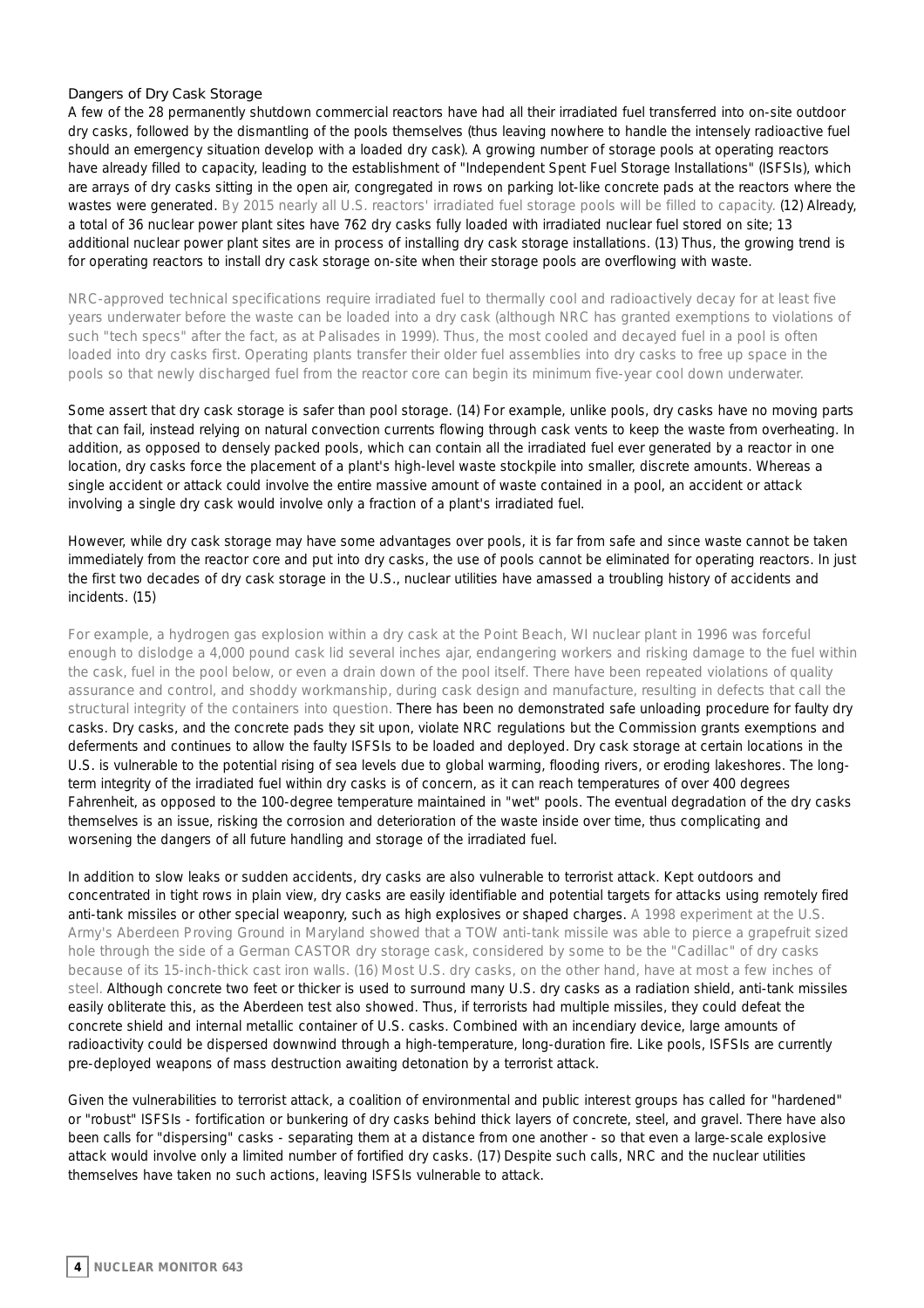### Dangers of Dry Cask Storage

A few of the 28 permanently shutdown commercial reactors have had all their irradiated fuel transferred into on-site outdoor dry casks, followed by the dismantling of the pools themselves (thus leaving nowhere to handle the intensely radioactive fuel should an emergency situation develop with a loaded dry cask). A growing number of storage pools at operating reactors have already filled to capacity, leading to the establishment of "Independent Spent Fuel Storage Installations" (ISFSIs), which are arrays of dry casks sitting in the open air, congregated in rows on parking lot-like concrete pads at the reactors where the wastes were generated. By 2015 nearly all U.S. reactors' irradiated fuel storage pools will be filled to capacity. (12) Already, a total of 36 nuclear power plant sites have 762 dry casks fully loaded with irradiated nuclear fuel stored on site; 13 additional nuclear power plant sites are in process of installing dry cask storage installations. (13) Thus, the growing trend is for operating reactors to install dry cask storage on-site when their storage pools are overflowing with waste.

NRC-approved technical specifications require irradiated fuel to thermally cool and radioactively decay for at least five years underwater before the waste can be loaded into a dry cask (although NRC has granted exemptions to violations of such "tech specs" after the fact, as at Palisades in 1999). Thus, the most cooled and decayed fuel in a pool is often loaded into dry casks first. Operating plants transfer their older fuel assemblies into dry casks to free up space in the pools so that newly discharged fuel from the reactor core can begin its minimum five-year cool down underwater.

Some assert that dry cask storage is safer than pool storage. (14) For example, unlike pools, dry casks have no moving parts that can fail, instead relying on natural convection currents flowing through cask vents to keep the waste from overheating. In addition, as opposed to densely packed pools, which can contain all the irradiated fuel ever generated by a reactor in one location, dry casks force the placement of a plant's high-level waste stockpile into smaller, discrete amounts. Whereas a single accident or attack could involve the entire massive amount of waste contained in a pool, an accident or attack involving a single dry cask would involve only a fraction of a plant's irradiated fuel.

However, while dry cask storage may have some advantages over pools, it is far from safe and since waste cannot be taken immediately from the reactor core and put into dry casks, the use of pools cannot be eliminated for operating reactors. In just the first two decades of dry cask storage in the U.S., nuclear utilities have amassed a troubling history of accidents and incidents. (15)

For example, a hydrogen gas explosion within a dry cask at the Point Beach, WI nuclear plant in 1996 was forceful enough to dislodge a 4,000 pound cask lid several inches ajar, endangering workers and risking damage to the fuel within the cask, fuel in the pool below, or even a drain down of the pool itself. There have been repeated violations of quality assurance and control, and shoddy workmanship, during cask design and manufacture, resulting in defects that call the structural integrity of the containers into question. There has been no demonstrated safe unloading procedure for faulty dry casks. Dry casks, and the concrete pads they sit upon, violate NRC regulations but the Commission grants exemptions and deferments and continues to allow the faulty ISFSIs to be loaded and deployed. Dry cask storage at certain locations in the U.S. is vulnerable to the potential rising of sea levels due to global warming, flooding rivers, or eroding lakeshores. The long-term integrity of the irradiated fuel within dry casks is of concern, as it can reach temperatures of over 400 degrees Fahrenheit, as opposed to the 100-degree temperature maintained in "wet" pools. The eventual degradation of the dry casks themselves is an issue, risking the corrosion and deterioration of the waste inside over time, thus complicating and worsening the dangers of all future handling and storage of the irradiated fuel.

In addition to slow leaks or sudden accidents, dry casks are also vulnerable to terrorist attack. Kept outdoors and concentrated in tight rows in plain view, dry casks are easily identifiable and potential targets for attacks using remotely fired anti-tank missiles or other special weaponry, such as high explosives or shaped charges. A 1998 experiment at the U.S. Army's Aberdeen Proving Ground in Maryland showed that a TOW anti-tank missile was able to pierce a grapefruit sized hole through the side of a German CASTOR dry storage cask, considered by some to be the "Cadillac" of dry casks because of its 15-inch-thick cast iron walls. (16) Most U.S. dry casks, on the other hand, have at most a few inches of steel. Although concrete two feet or thicker is used to surround many U.S. dry casks as a radiation shield, anti-tank missiles easily obliterate this, as the Aberdeen test also showed. Thus, if terrorists had multiple missiles, they could defeat the concrete shield and internal metallic container of U.S. casks. Combined with an incendiary device, large amounts of radioactivity could be dispersed downwind through a high-temperature, long-duration fire. Like pools, ISFSIs are currently pre-deployed weapons of mass destruction awaiting detonation by a terrorist attack.

Given the vulnerabilities to terrorist attack, a coalition of environmental and public interest groups has called for "hardened" or "robust" ISFSIs - fortification or bunkering of dry casks behind thick layers of concrete, steel, and gravel. There have also been calls for "dispersing" casks - separating them at a distance from one another - so that even a large-scale explosive attack would involve only a limited number of fortified dry casks. (17) Despite such calls, NRC and the nuclear utilities themselves have taken no such actions, leaving ISFSIs vulnerable to attack.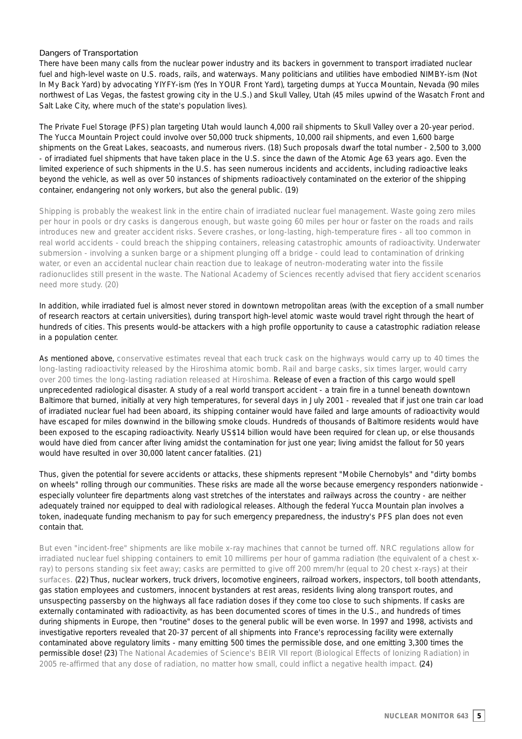## Dangers of Transportation

There have been many calls from the nuclear power industry and its backers in government to transport irradiated nuclear fuel and high-level waste on U.S. roads, rails, and waterways. Many politicians and utilities have embodied NIMBY-ism (Not In My Back Yard) by advocating YIYFY-ism (Yes In YOUR Front Yard), targeting dumps at Yucca Mountain, Nevada (90 miles northwest of Las Vegas, the fastest growing city in the U.S.) and Skull Valley, Utah (45 miles upwind of the Wasatch Front and Salt Lake City, where much of the state's population lives).

The Private Fuel Storage (PFS) plan targeting Utah would launch 4,000 rail shipments to Skull Valley over a 20-year period. The Yucca Mountain Project could involve over 50,000 truck shipments, 10,000 rail shipments, and even 1,600 barge shipments on the Great Lakes, seacoasts, and numerous rivers. (18) Such proposals dwarf the total number - 2,500 to 3,000 - of irradiated fuel shipments that have taken place in the U.S. since the dawn of the Atomic Age 63 years ago. Even the limited experience of such shipments in the U.S. has seen numerous incidents and accidents, including radioactive leaks beyond the vehicle, as well as over 50 instances of shipments radioactively contaminated on the exterior of the shipping container, endangering not only workers, but also the general public. (19)

Shipping is probably the weakest link in the entire chain of irradiated nuclear fuel management. Waste going zero miles per hour in pools or dry casks is dangerous enough, but waste going 60 miles per hour or faster on the roads and rails introduces new and greater accident risks. Severe crashes, or long-lasting, high-temperature fires - all too common in real world accidents - could breach the shipping containers, releasing catastrophic amounts of radioactivity. Underwater submersion - involving a sunken barge or a shipment plunging off a bridge - could lead to contamination of drinking water, or even an accidental nuclear chain reaction due to leakage of neutron-moderating water into the fissile radionuclides still present in the waste. The National Academy of Sciences recently advised that fiery accident scenarios need more study. (20)

In addition, while irradiated fuel is almost never stored in downtown metropolitan areas (with the exception of a small number of research reactors at certain universities), during transport high-level atomic waste would travel right through the heart of hundreds of cities. This presents would-be attackers with a high profile opportunity to cause a catastrophic radiation release in a population center.

As mentioned above, conservative estimates reveal that each truck cask on the highways would carry up to 40 times the long-lasting radioactivity released by the Hiroshima atomic bomb. Rail and barge casks, six times larger, would carry over 200 times the long-lasting radiation released at Hiroshima. Release of even a fraction of this cargo would spell unprecedented radiological disaster. A study of a real world transport accident - a train fire in a tunnel beneath downtown Baltimore that burned, initially at very high temperatures, for several days in July 2001 - revealed that if just one train car load of irradiated nuclear fuel had been aboard, its shipping container would have failed and large amounts of radioactivity would have escaped for miles downwind in the billowing smoke clouds. Hundreds of thousands of Baltimore residents would have been exposed to the escaping radioactivity. Nearly US$14 billion would have been required for clean up, or else thousands would have died from cancer after living amidst the contamination for just one year; living amidst the fallout for 50 years would have resulted in over 30,000 latent cancer fatalities. (21)

Thus, given the potential for severe accidents or attacks, these shipments represent "Mobile Chernobyls" and "dirty bombs on wheels" rolling through our communities. These risks are made all the worse because emergency responders nationwide - especially volunteer fire departments along vast stretches of the interstates and railways across the country - are neither adequately trained nor equipped to deal with radiological releases. Although the federal Yucca Mountain plan involves a token, inadequate funding mechanism to pay for such emergency preparedness, the industry's PFS plan does not even contain that.

But even "incident-free" shipments are like mobile x-ray machines that cannot be turned off. NRC regulations allow for irradiated nuclear fuel shipping containers to emit 10 millirems per hour of gamma radiation (the equivalent of a chest x-ray) to persons standing six feet away; casks are permitted to give off 200 mrem/hr (equal to 20 chest x-rays) at their surfaces. (22) Thus, nuclear workers, truck drivers, locomotive engineers, railroad workers, inspectors, toll booth attendants, gas station employees and customers, innocent bystanders at rest areas, residents living along transport routes, and unsuspecting passersby on the highways all face radiation doses if they come too close to such shipments. If casks are externally contaminated with radioactivity, as has been documented scores of times in the U.S., and hundreds of times during shipments in Europe, then "routine" doses to the general public will be even worse. In 1997 and 1998, activists and investigative reporters revealed that 20-37 percent of all shipments into France's reprocessing facility were externally contaminated above regulatory limits - many emitting 500 times the permissible dose, and one emitting 3,300 times the permissible dose! (23) The National Academies of Science's BEIR VII report (Biological Effects of Ionizing Radiation) in 2005 re-affirmed that any dose of radiation, no matter how small, could inflict a negative health impact. (24)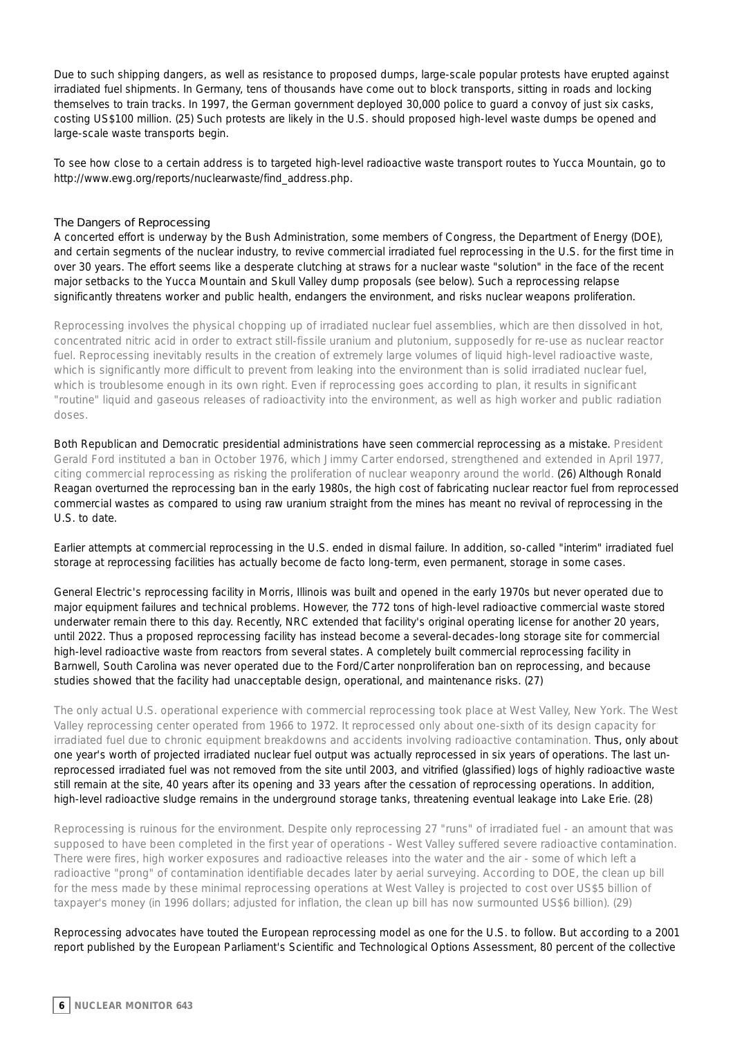Due to such shipping dangers, as well as resistance to proposed dumps, large-scale popular protests have erupted against irradiated fuel shipments. In Germany, tens of thousands have come out to block transports, sitting in roads and locking themselves to train tracks. In 1997, the German government deployed 30,000 police to guard a convoy of just six casks, costing US$100 million. (25) Such protests are likely in the U.S. should proposed high-level waste dumps be opened and large-scale waste transports begin.

To see how close to a certain address is to targeted high-level radioactive waste transport routes to Yucca Mountain, go to http://www.ewg.org/reports/nuclearwaste/find_address.php.

### The Dangers of Reprocessing

A concerted effort is underway by the Bush Administration, some members of Congress, the Department of Energy (DOE), and certain segments of the nuclear industry, to revive commercial irradiated fuel reprocessing in the U.S. for the first time in over 30 years. The effort seems like a desperate clutching at straws for a nuclear waste "solution" in the face of the recent major setbacks to the Yucca Mountain and Skull Valley dump proposals (see below). Such a reprocessing relapse significantly threatens worker and public health, endangers the environment, and risks nuclear weapons proliferation.

Reprocessing involves the physical chopping up of irradiated nuclear fuel assemblies, which are then dissolved in hot, concentrated nitric acid in order to extract still-fissile uranium and plutonium, supposedly for re-use as nuclear reactor fuel. Reprocessing inevitably results in the creation of extremely large volumes of liquid high-level radioactive waste, which is significantly more difficult to prevent from leaking into the environment than is solid irradiated nuclear fuel, which is troublesome enough in its own right. Even if reprocessing goes according to plan, it results in significant "routine" liquid and gaseous releases of radioactivity into the environment, as well as high worker and public radiation doses.

Both Republican and Democratic presidential administrations have seen commercial reprocessing as a mistake. President Gerald Ford instituted a ban in October 1976, which Jimmy Carter endorsed, strengthened and extended in April 1977, citing commercial reprocessing as risking the proliferation of nuclear weaponry around the world. (26) Although Ronald Reagan overturned the reprocessing ban in the early 1980s, the high cost of fabricating nuclear reactor fuel from reprocessed commercial wastes as compared to using raw uranium straight from the mines has meant no revival of reprocessing in the U.S. to date.

Earlier attempts at commercial reprocessing in the U.S. ended in dismal failure. In addition, so-called "interim" irradiated fuel storage at reprocessing facilities has actually become de facto long-term, even permanent, storage in some cases.

General Electric's reprocessing facility in Morris, Illinois was built and opened in the early 1970s but never operated due to major equipment failures and technical problems. However, the 772 tons of high-level radioactive commercial waste stored underwater remain there to this day. Recently, NRC extended that facility's original operating license for another 20 years, until 2022. Thus a proposed reprocessing facility has instead become a several-decades-long storage site for commercial high-level radioactive waste from reactors from several states. A completely built commercial reprocessing facility in Barnwell, South Carolina was never operated due to the Ford/Carter nonproliferation ban on reprocessing, and because studies showed that the facility had unacceptable design, operational, and maintenance risks. (27)

The only actual U.S. operational experience with commercial reprocessing took place at West Valley, New York. The West Valley reprocessing center operated from 1966 to 1972. It reprocessed only about one-sixth of its design capacity for irradiated fuel due to chronic equipment breakdowns and accidents involving radioactive contamination. Thus, only about one year's worth of projected irradiated nuclear fuel output was actually reprocessed in six years of operations. The last un-reprocessed irradiated fuel was not removed from the site until 2003, and vitrified (glassified) logs of highly radioactive waste still remain at the site, 40 years after its opening and 33 years after the cessation of reprocessing operations. In addition, high-level radioactive sludge remains in the underground storage tanks, threatening eventual leakage into Lake Erie. (28)

Reprocessing is ruinous for the environment. Despite only reprocessing 27 "runs" of irradiated fuel - an amount that was supposed to have been completed in the first year of operations - West Valley suffered severe radioactive contamination. There were fires, high worker exposures and radioactive releases into the water and the air - some of which left a radioactive "prong" of contamination identifiable decades later by aerial surveying. According to DOE, the clean up bill for the mess made by these minimal reprocessing operations at West Valley is projected to cost over US$5 billion of taxpayer's money (in 1996 dollars; adjusted for inflation, the clean up bill has now surmounted US$6 billion). (29)

Reprocessing advocates have touted the European reprocessing model as one for the U.S. to follow. But according to a 2001 report published by the European Parliament's Scientific and Technological Options Assessment, 80 percent of the collective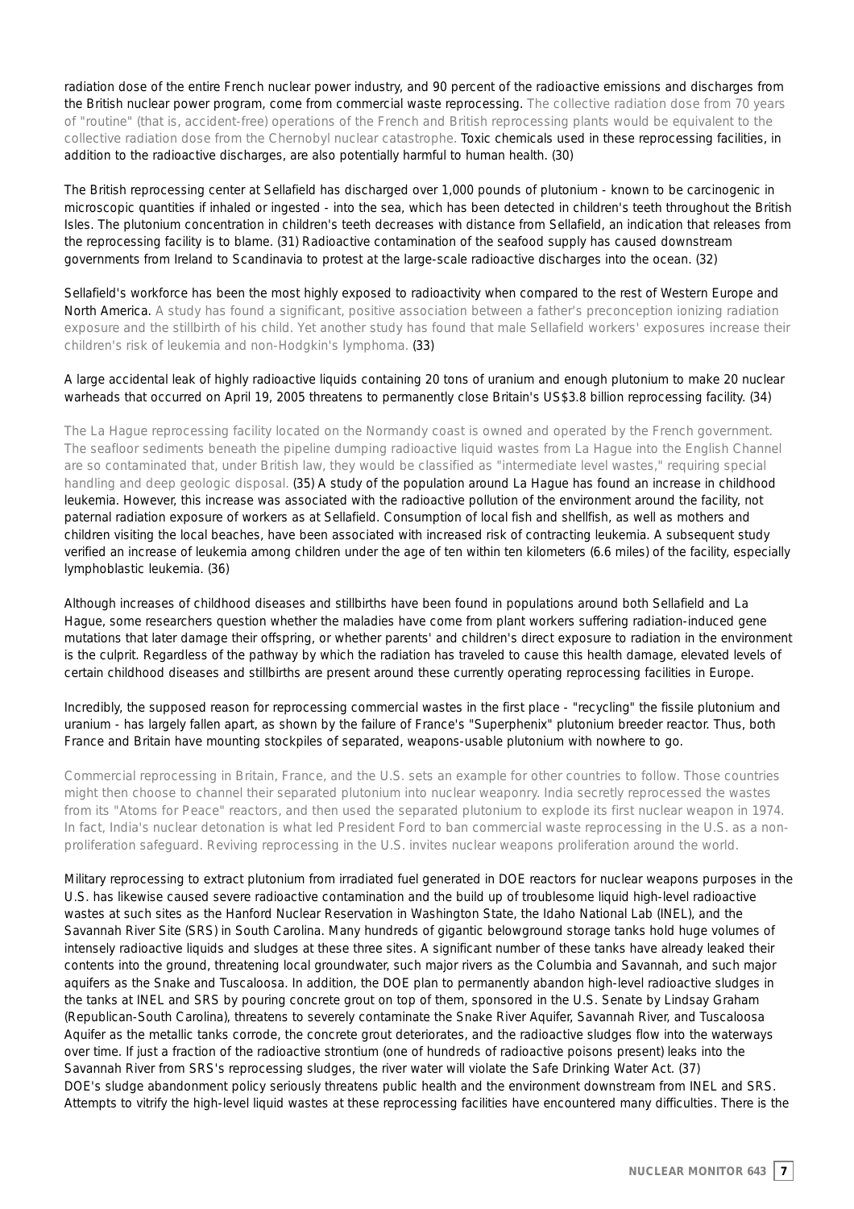radiation dose of the entire French nuclear power industry, and 90 percent of the radioactive emissions and discharges from the British nuclear power program, come from commercial waste reprocessing. The collective radiation dose from 70 years of "routine" (that is, accident-free) operations of the French and British reprocessing plants would be equivalent to the collective radiation dose from the Chernobyl nuclear catastrophe. Toxic chemicals used in these reprocessing facilities, in addition to the radioactive discharges, are also potentially harmful to human health. (30)

The British reprocessing center at Sellafield has discharged over 1,000 pounds of plutonium - known to be carcinogenic in microscopic quantities if inhaled or ingested - into the sea, which has been detected in children's teeth throughout the British Isles. The plutonium concentration in children's teeth decreases with distance from Sellafield, an indication that releases from the reprocessing facility is to blame. (31) Radioactive contamination of the seafood supply has caused downstream governments from Ireland to Scandinavia to protest at the large-scale radioactive discharges into the ocean. (32)

Sellafield's workforce has been the most highly exposed to radioactivity when compared to the rest of Western Europe and North America. A study has found a significant, positive association between a father's preconception ionizing radiation exposure and the stillbirth of his child. Yet another study has found that male Sellafield workers' exposures increase their children's risk of leukemia and non-Hodgkin's lymphoma. (33)

A large accidental leak of highly radioactive liquids containing 20 tons of uranium and enough plutonium to make 20 nuclear warheads that occurred on April 19, 2005 threatens to permanently close Britain's US$3.8 billion reprocessing facility. (34)

The La Hague reprocessing facility located on the Normandy coast is owned and operated by the French government. The seafloor sediments beneath the pipeline dumping radioactive liquid wastes from La Hague into the English Channel are so contaminated that, under British law, they would be classified as "intermediate level wastes," requiring special handling and deep geologic disposal. (35) A study of the population around La Hague has found an increase in childhood leukemia. However, this increase was associated with the radioactive pollution of the environment around the facility, not paternal radiation exposure of workers as at Sellafield. Consumption of local fish and shellfish, as well as mothers and children visiting the local beaches, have been associated with increased risk of contracting leukemia. A subsequent study verified an increase of leukemia among children under the age of ten within ten kilometers (6.6 miles) of the facility, especially lymphoblastic leukemia. (36)

Although increases of childhood diseases and stillbirths have been found in populations around both Sellafield and La Hague, some researchers question whether the maladies have come from plant workers suffering radiation-induced gene mutations that later damage their offspring, or whether parents' and children's direct exposure to radiation in the environment is the culprit. Regardless of the pathway by which the radiation has traveled to cause this health damage, elevated levels of certain childhood diseases and stillbirths are present around these currently operating reprocessing facilities in Europe.

Incredibly, the supposed reason for reprocessing commercial wastes in the first place - "recycling" the fissile plutonium and uranium - has largely fallen apart, as shown by the failure of France's "Superphenix" plutonium breeder reactor. Thus, both France and Britain have mounting stockpiles of separated, weapons-usable plutonium with nowhere to go.

Commercial reprocessing in Britain, France, and the U.S. sets an example for other countries to follow. Those countries might then choose to channel their separated plutonium into nuclear weaponry. India secretly reprocessed the wastes from its "Atoms for Peace" reactors, and then used the separated plutonium to explode its first nuclear weapon in 1974. In fact, India's nuclear detonation is what led President Ford to ban commercial waste reprocessing in the U.S. as a non-proliferation safeguard. Reviving reprocessing in the U.S. invites nuclear weapons proliferation around the world.

Military reprocessing to extract plutonium from irradiated fuel generated in DOE reactors for nuclear weapons purposes in the U.S. has likewise caused severe radioactive contamination and the build up of troublesome liquid high-level radioactive wastes at such sites as the Hanford Nuclear Reservation in Washington State, the Idaho National Lab (INEL), and the Savannah River Site (SRS) in South Carolina. Many hundreds of gigantic belowground storage tanks hold huge volumes of intensely radioactive liquids and sludges at these three sites. A significant number of these tanks have already leaked their contents into the ground, threatening local groundwater, such major rivers as the Columbia and Savannah, and such major aquifers as the Snake and Tuscaloosa. In addition, the DOE plan to permanently abandon high-level radioactive sludges in the tanks at INEL and SRS by pouring concrete grout on top of them, sponsored in the U.S. Senate by Lindsay Graham (Republican-South Carolina), threatens to severely contaminate the Snake River Aquifer, Savannah River, and Tuscaloosa Aquifer as the metallic tanks corrode, the concrete grout deteriorates, and the radioactive sludges flow into the waterways over time. If just a fraction of the radioactive strontium (one of hundreds of radioactive poisons present) leaks into the Savannah River from SRS's reprocessing sludges, the river water will violate the Safe Drinking Water Act. (37)
DOE's sludge abandonment policy seriously threatens public health and the environment downstream from INEL and SRS. Attempts to vitrify the high-level liquid wastes at these reprocessing facilities have encountered many difficulties. There is the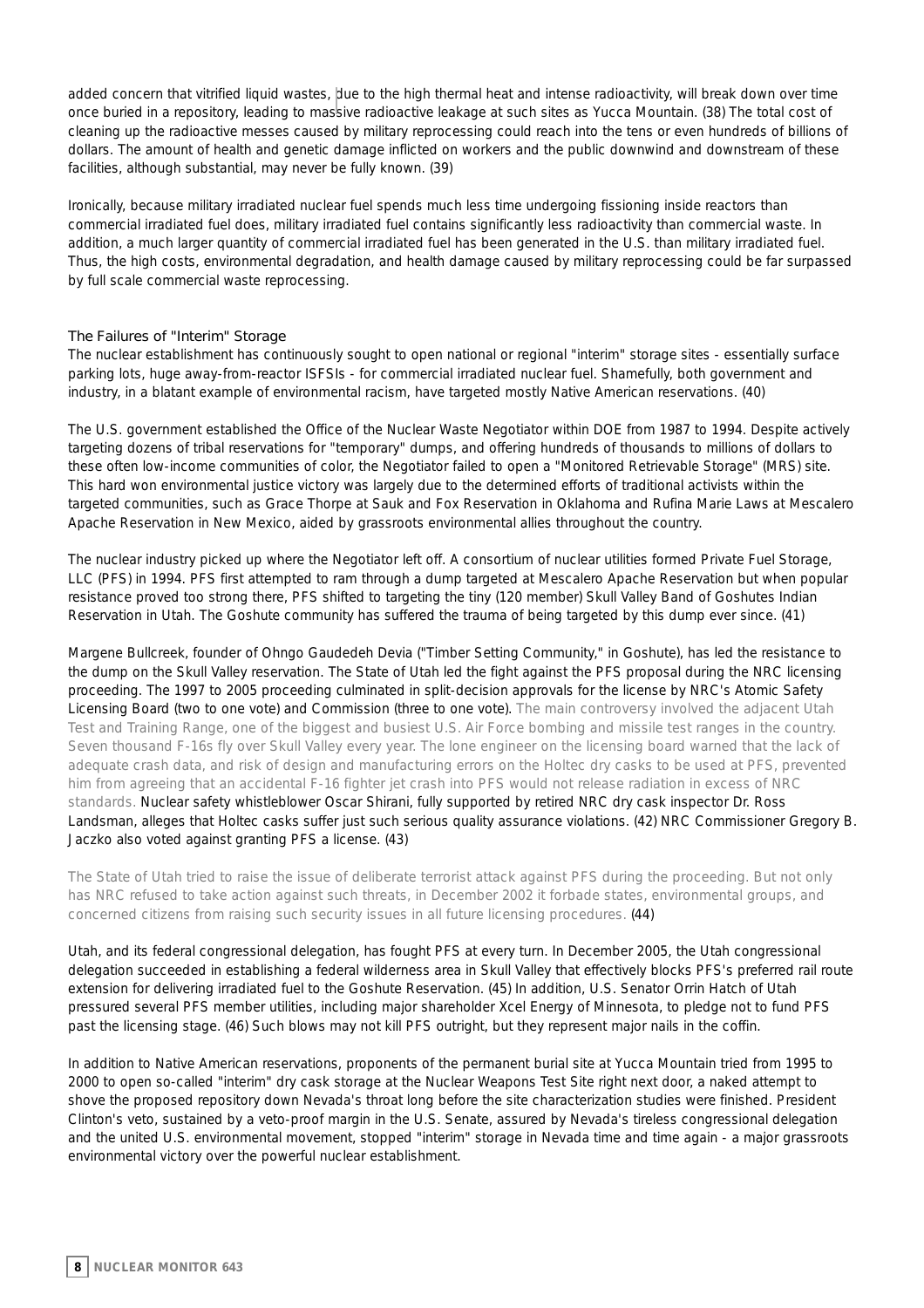added concern that vitrified liquid wastes, due to the high thermal heat and intense radioactivity, will break down over time once buried in a repository, leading to massive radioactive leakage at such sites as Yucca Mountain. (38) The total cost of cleaning up the radioactive messes caused by military reprocessing could reach into the tens or even hundreds of billions of dollars. The amount of health and genetic damage inflicted on workers and the public downwind and downstream of these facilities, although substantial, may never be fully known. (39)

Ironically, because military irradiated nuclear fuel spends much less time undergoing fissioning inside reactors than commercial irradiated fuel does, military irradiated fuel contains significantly less radioactivity than commercial waste. In addition, a much larger quantity of commercial irradiated fuel has been generated in the U.S. than military irradiated fuel. Thus, the high costs, environmental degradation, and health damage caused by military reprocessing could be far surpassed by full scale commercial waste reprocessing.

## The Failures of "Interim" Storage

The nuclear establishment has continuously sought to open national or regional "interim" storage sites - essentially surface parking lots, huge away-from-reactor ISFSIs - for commercial irradiated nuclear fuel. Shamefully, both government and industry, in a blatant example of environmental racism, have targeted mostly Native American reservations. (40)

The U.S. government established the Office of the Nuclear Waste Negotiator within DOE from 1987 to 1994. Despite actively targeting dozens of tribal reservations for "temporary" dumps, and offering hundreds of thousands to millions of dollars to these often low-income communities of color, the Negotiator failed to open a "Monitored Retrievable Storage" (MRS) site. This hard won environmental justice victory was largely due to the determined efforts of traditional activists within the targeted communities, such as Grace Thorpe at Sauk and Fox Reservation in Oklahoma and Rufina Marie Laws at Mescalero Apache Reservation in New Mexico, aided by grassroots environmental allies throughout the country.

The nuclear industry picked up where the Negotiator left off. A consortium of nuclear utilities formed Private Fuel Storage, LLC (PFS) in 1994. PFS first attempted to ram through a dump targeted at Mescalero Apache Reservation but when popular resistance proved too strong there, PFS shifted to targeting the tiny (120 member) Skull Valley Band of Goshutes Indian Reservation in Utah. The Goshute community has suffered the trauma of being targeted by this dump ever since. (41)

Margene Bullcreek, founder of Ohngo Gaudedeh Devia ("Timber Setting Community," in Goshute), has led the resistance to the dump on the Skull Valley reservation. The State of Utah led the fight against the PFS proposal during the NRC licensing proceeding. The 1997 to 2005 proceeding culminated in split-decision approvals for the license by NRC's Atomic Safety Licensing Board (two to one vote) and Commission (three to one vote). The main controversy involved the adjacent Utah Test and Training Range, one of the biggest and busiest U.S. Air Force bombing and missile test ranges in the country. Seven thousand F-16s fly over Skull Valley every year. The lone engineer on the licensing board warned that the lack of adequate crash data, and risk of design and manufacturing errors on the Holtec dry casks to be used at PFS, prevented him from agreeing that an accidental F-16 fighter jet crash into PFS would not release radiation in excess of NRC standards. Nuclear safety whistleblower Oscar Shirani, fully supported by retired NRC dry cask inspector Dr. Ross Landsman, alleges that Holtec casks suffer just such serious quality assurance violations. (42) NRC Commissioner Gregory B. Jaczko also voted against granting PFS a license. (43)

The State of Utah tried to raise the issue of deliberate terrorist attack against PFS during the proceeding. But not only has NRC refused to take action against such threats, in December 2002 it forbade states, environmental groups, and concerned citizens from raising such security issues in all future licensing procedures. (44)

Utah, and its federal congressional delegation, has fought PFS at every turn. In December 2005, the Utah congressional delegation succeeded in establishing a federal wilderness area in Skull Valley that effectively blocks PFS's preferred rail route extension for delivering irradiated fuel to the Goshute Reservation. (45) In addition, U.S. Senator Orrin Hatch of Utah pressured several PFS member utilities, including major shareholder Xcel Energy of Minnesota, to pledge not to fund PFS past the licensing stage. (46) Such blows may not kill PFS outright, but they represent major nails in the coffin.

In addition to Native American reservations, proponents of the permanent burial site at Yucca Mountain tried from 1995 to 2000 to open so-called "interim" dry cask storage at the Nuclear Weapons Test Site right next door, a naked attempt to shove the proposed repository down Nevada's throat long before the site characterization studies were finished. President Clinton's veto, sustained by a veto-proof margin in the U.S. Senate, assured by Nevada's tireless congressional delegation and the united U.S. environmental movement, stopped "interim" storage in Nevada time and time again - a major grassroots environmental victory over the powerful nuclear establishment.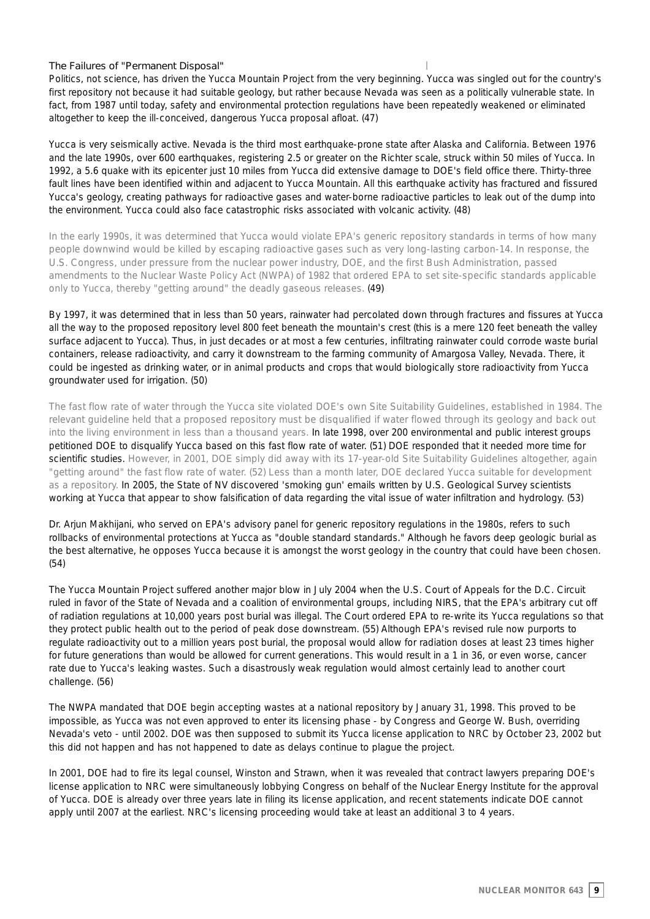## The Failures of "Permanent Disposal"

Politics, not science, has driven the Yucca Mountain Project from the very beginning. Yucca was singled out for the country's first repository not because it had suitable geology, but rather because Nevada was seen as a politically vulnerable state. In fact, from 1987 until today, safety and environmental protection regulations have been repeatedly weakened or eliminated altogether to keep the ill-conceived, dangerous Yucca proposal afloat. (47)

Yucca is very seismically active. Nevada is the third most earthquake-prone state after Alaska and California. Between 1976 and the late 1990s, over 600 earthquakes, registering 2.5 or greater on the Richter scale, struck within 50 miles of Yucca. In 1992, a 5.6 quake with its epicenter just 10 miles from Yucca did extensive damage to DOE's field office there. Thirty-three fault lines have been identified within and adjacent to Yucca Mountain. All this earthquake activity has fractured and fissured Yucca's geology, creating pathways for radioactive gases and water-borne radioactive particles to leak out of the dump into the environment. Yucca could also face catastrophic risks associated with volcanic activity. (48)

In the early 1990s, it was determined that Yucca would violate EPA's generic repository standards in terms of how many people downwind would be killed by escaping radioactive gases such as very long-lasting carbon-14. In response, the U.S. Congress, under pressure from the nuclear power industry, DOE, and the first Bush Administration, passed amendments to the Nuclear Waste Policy Act (NWPA) of 1982 that ordered EPA to set site-specific standards applicable only to Yucca, thereby "getting around" the deadly gaseous releases. (49)

By 1997, it was determined that in less than 50 years, rainwater had percolated down through fractures and fissures at Yucca all the way to the proposed repository level 800 feet beneath the mountain's crest (this is a mere 120 feet beneath the valley surface adjacent to Yucca). Thus, in just decades or at most a few centuries, infiltrating rainwater could corrode waste burial containers, release radioactivity, and carry it downstream to the farming community of Amargosa Valley, Nevada. There, it could be ingested as drinking water, or in animal products and crops that would biologically store radioactivity from Yucca groundwater used for irrigation. (50)

The fast flow rate of water through the Yucca site violated DOE's own Site Suitability Guidelines, established in 1984. The relevant guideline held that a proposed repository must be disqualified if water flowed through its geology and back out into the living environment in less than a thousand years. In late 1998, over 200 environmental and public interest groups petitioned DOE to disqualify Yucca based on this fast flow rate of water. (51) DOE responded that it needed more time for scientific studies. However, in 2001, DOE simply did away with its 17-year-old Site Suitability Guidelines altogether, again "getting around" the fast flow rate of water. (52) Less than a month later, DOE declared Yucca suitable for development as a repository. In 2005, the State of NV discovered 'smoking gun' emails written by U.S. Geological Survey scientists working at Yucca that appear to show falsification of data regarding the vital issue of water infiltration and hydrology. (53)

Dr. Arjun Makhijani, who served on EPA's advisory panel for generic repository regulations in the 1980s, refers to such rollbacks of environmental protections at Yucca as "double standard standards." Although he favors deep geologic burial as the best alternative, he opposes Yucca because it is amongst the worst geology in the country that could have been chosen. (54)

The Yucca Mountain Project suffered another major blow in July 2004 when the U.S. Court of Appeals for the D.C. Circuit ruled in favor of the State of Nevada and a coalition of environmental groups, including NIRS, that the EPA's arbitrary cut off of radiation regulations at 10,000 years post burial was illegal. The Court ordered EPA to re-write its Yucca regulations so that they protect public health out to the period of peak dose downstream. (55) Although EPA's revised rule now purports to regulate radioactivity out to a million years post burial, the proposal would allow for radiation doses at least 23 times higher for future generations than would be allowed for current generations. This would result in a 1 in 36, or even worse, cancer rate due to Yucca's leaking wastes. Such a disastrously weak regulation would almost certainly lead to another court challenge. (56)

The NWPA mandated that DOE begin accepting wastes at a national repository by January 31, 1998. This proved to be impossible, as Yucca was not even approved to enter its licensing phase - by Congress and George W. Bush, overriding Nevada's veto - until 2002. DOE was then supposed to submit its Yucca license application to NRC by October 23, 2002 but this did not happen and has not happened to date as delays continue to plague the project.

In 2001, DOE had to fire its legal counsel, Winston and Strawn, when it was revealed that contract lawyers preparing DOE's license application to NRC were simultaneously lobbying Congress on behalf of the Nuclear Energy Institute for the approval of Yucca. DOE is already over three years late in filing its license application, and recent statements indicate DOE cannot apply until 2007 at the earliest. NRC's licensing proceeding would take at least an additional 3 to 4 years.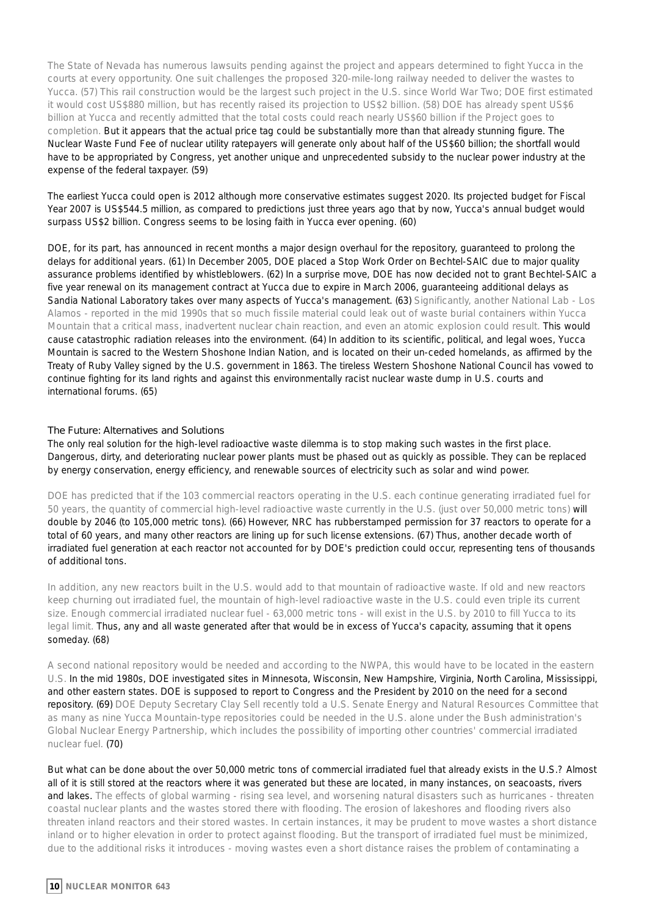The State of Nevada has numerous lawsuits pending against the project and appears determined to fight Yucca in the courts at every opportunity. One suit challenges the proposed 320-mile-long railway needed to deliver the wastes to Yucca. (57) This rail construction would be the largest such project in the U.S. since World War Two; DOE first estimated it would cost US$880 million, but has recently raised its projection to US$2 billion. (58) DOE has already spent US$6 billion at Yucca and recently admitted that the total costs could reach nearly US$60 billion if the Project goes to completion. But it appears that the actual price tag could be substantially more than that already stunning figure. The Nuclear Waste Fund Fee of nuclear utility ratepayers will generate only about half of the US$60 billion; the shortfall would have to be appropriated by Congress, yet another unique and unprecedented subsidy to the nuclear power industry at the expense of the federal taxpayer. (59)

The earliest Yucca could open is 2012 although more conservative estimates suggest 2020. Its projected budget for Fiscal Year 2007 is US$544.5 million, as compared to predictions just three years ago that by now, Yucca's annual budget would surpass US$2 billion. Congress seems to be losing faith in Yucca ever opening. (60)

DOE, for its part, has announced in recent months a major design overhaul for the repository, guaranteed to prolong the delays for additional years. (61) In December 2005, DOE placed a Stop Work Order on Bechtel-SAIC due to major quality assurance problems identified by whistleblowers. (62) In a surprise move, DOE has now decided not to grant Bechtel-SAIC a five year renewal on its management contract at Yucca due to expire in March 2006, guaranteeing additional delays as Sandia National Laboratory takes over many aspects of Yucca's management. (63) Significantly, another National Lab - Los Alamos - reported in the mid 1990s that so much fissile material could leak out of waste burial containers within Yucca Mountain that a critical mass, inadvertent nuclear chain reaction, and even an atomic explosion could result. This would cause catastrophic radiation releases into the environment. (64) In addition to its scientific, political, and legal woes, Yucca Mountain is sacred to the Western Shoshone Indian Nation, and is located on their un-ceded homelands, as affirmed by the Treaty of Ruby Valley signed by the U.S. government in 1863. The tireless Western Shoshone National Council has vowed to continue fighting for its land rights and against this environmentally racist nuclear waste dump in U.S. courts and international forums. (65)

## The Future: Alternatives and Solutions

The only real solution for the high-level radioactive waste dilemma is to stop making such wastes in the first place. Dangerous, dirty, and deteriorating nuclear power plants must be phased out as quickly as possible. They can be replaced by energy conservation, energy efficiency, and renewable sources of electricity such as solar and wind power.

DOE has predicted that if the 103 commercial reactors operating in the U.S. each continue generating irradiated fuel for 50 years, the quantity of commercial high-level radioactive waste currently in the U.S. (just over 50,000 metric tons) will double by 2046 (to 105,000 metric tons). (66) However, NRC has rubberstamped permission for 37 reactors to operate for a total of 60 years, and many other reactors are lining up for such license extensions. (67) Thus, another decade worth of irradiated fuel generation at each reactor not accounted for by DOE's prediction could occur, representing tens of thousands of additional tons.

In addition, any new reactors built in the U.S. would add to that mountain of radioactive waste. If old and new reactors keep churning out irradiated fuel, the mountain of high-level radioactive waste in the U.S. could even triple its current size. Enough commercial irradiated nuclear fuel - 63,000 metric tons - will exist in the U.S. by 2010 to fill Yucca to its legal limit. Thus, any and all waste generated after that would be in excess of Yucca's capacity, assuming that it opens someday. (68)

A second national repository would be needed and according to the NWPA, this would have to be located in the eastern U.S. In the mid 1980s, DOE investigated sites in Minnesota, Wisconsin, New Hampshire, Virginia, North Carolina, Mississippi, and other eastern states. DOE is supposed to report to Congress and the President by 2010 on the need for a second repository. (69) DOE Deputy Secretary Clay Sell recently told a U.S. Senate Energy and Natural Resources Committee that as many as nine Yucca Mountain-type repositories could be needed in the U.S. alone under the Bush administration's Global Nuclear Energy Partnership, which includes the possibility of importing other countries' commercial irradiated nuclear fuel. (70)

But what can be done about the over 50,000 metric tons of commercial irradiated fuel that already exists in the U.S.? Almost all of it is still stored at the reactors where it was generated but these are located, in many instances, on seacoasts, rivers and lakes. The effects of global warming - rising sea level, and worsening natural disasters such as hurricanes - threaten coastal nuclear plants and the wastes stored there with flooding. The erosion of lakeshores and flooding rivers also threaten inland reactors and their stored wastes. In certain instances, it may be prudent to move wastes a short distance inland or to higher elevation in order to protect against flooding. But the transport of irradiated fuel must be minimized, due to the additional risks it introduces - moving wastes even a short distance raises the problem of contaminating a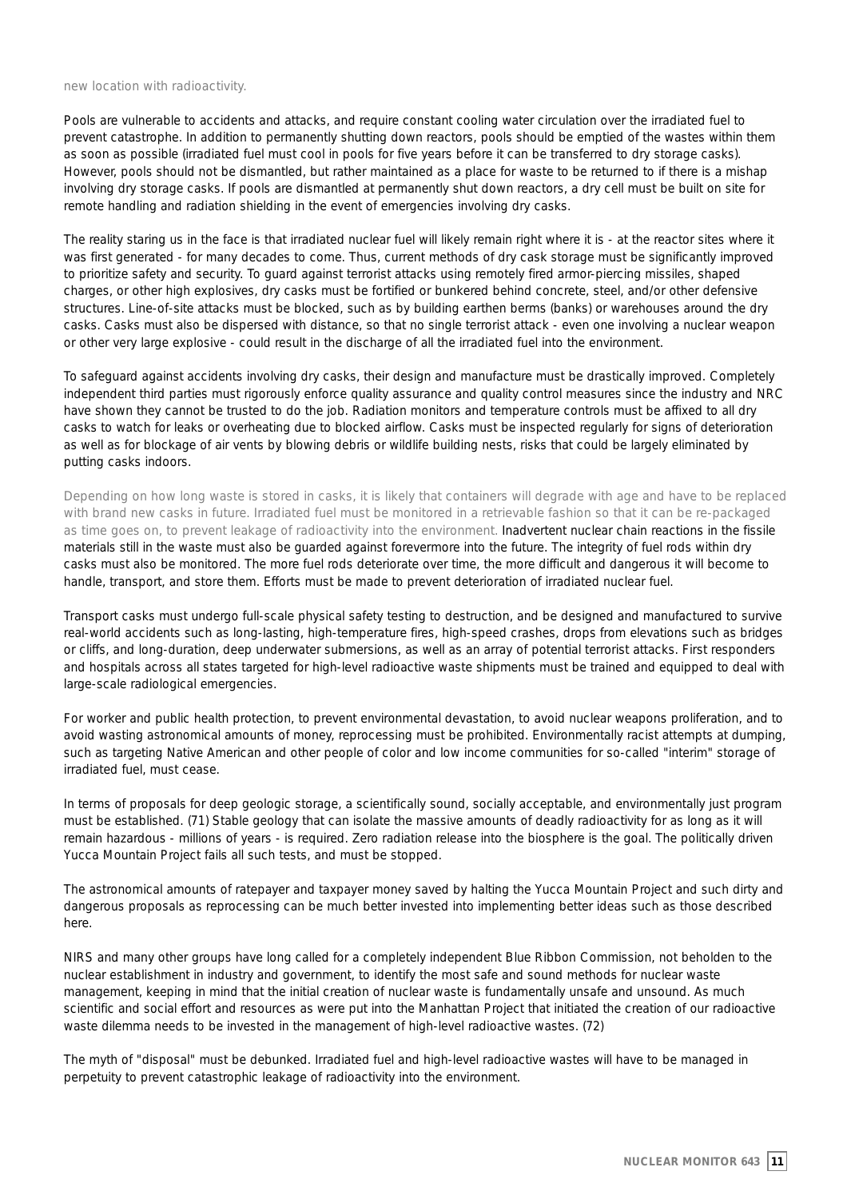new location with radioactivity.

Pools are vulnerable to accidents and attacks, and require constant cooling water circulation over the irradiated fuel to prevent catastrophe. In addition to permanently shutting down reactors, pools should be emptied of the wastes within them as soon as possible (irradiated fuel must cool in pools for five years before it can be transferred to dry storage casks). However, pools should not be dismantled, but rather maintained as a place for waste to be returned to if there is a mishap involving dry storage casks. If pools are dismantled at permanently shut down reactors, a dry cell must be built on site for remote handling and radiation shielding in the event of emergencies involving dry casks.

The reality staring us in the face is that irradiated nuclear fuel will likely remain right where it is - at the reactor sites where it was first generated - for many decades to come. Thus, current methods of dry cask storage must be significantly improved to prioritize safety and security. To guard against terrorist attacks using remotely fired armor-piercing missiles, shaped charges, or other high explosives, dry casks must be fortified or bunkered behind concrete, steel, and/or other defensive structures. Line-of-site attacks must be blocked, such as by building earthen berms (banks) or warehouses around the dry casks. Casks must also be dispersed with distance, so that no single terrorist attack - even one involving a nuclear weapon or other very large explosive - could result in the discharge of all the irradiated fuel into the environment.

To safeguard against accidents involving dry casks, their design and manufacture must be drastically improved. Completely independent third parties must rigorously enforce quality assurance and quality control measures since the industry and NRC have shown they cannot be trusted to do the job. Radiation monitors and temperature controls must be affixed to all dry casks to watch for leaks or overheating due to blocked airflow. Casks must be inspected regularly for signs of deterioration as well as for blockage of air vents by blowing debris or wildlife building nests, risks that could be largely eliminated by putting casks indoors.

Depending on how long waste is stored in casks, it is likely that containers will degrade with age and have to be replaced with brand new casks in future. Irradiated fuel must be monitored in a retrievable fashion so that it can be re-packaged as time goes on, to prevent leakage of radioactivity into the environment. Inadvertent nuclear chain reactions in the fissile materials still in the waste must also be guarded against forevermore into the future. The integrity of fuel rods within dry casks must also be monitored. The more fuel rods deteriorate over time, the more difficult and dangerous it will become to handle, transport, and store them. Efforts must be made to prevent deterioration of irradiated nuclear fuel.

Transport casks must undergo full-scale physical safety testing to destruction, and be designed and manufactured to survive real-world accidents such as long-lasting, high-temperature fires, high-speed crashes, drops from elevations such as bridges or cliffs, and long-duration, deep underwater submersions, as well as an array of potential terrorist attacks. First responders and hospitals across all states targeted for high-level radioactive waste shipments must be trained and equipped to deal with large-scale radiological emergencies.

For worker and public health protection, to prevent environmental devastation, to avoid nuclear weapons proliferation, and to avoid wasting astronomical amounts of money, reprocessing must be prohibited. Environmentally racist attempts at dumping, such as targeting Native American and other people of color and low income communities for so-called "interim" storage of irradiated fuel, must cease.

In terms of proposals for deep geologic storage, a scientifically sound, socially acceptable, and environmentally just program must be established. (71) Stable geology that can isolate the massive amounts of deadly radioactivity for as long as it will remain hazardous - millions of years - is required. Zero radiation release into the biosphere is the goal. The politically driven Yucca Mountain Project fails all such tests, and must be stopped.

The astronomical amounts of ratepayer and taxpayer money saved by halting the Yucca Mountain Project and such dirty and dangerous proposals as reprocessing can be much better invested into implementing better ideas such as those described here.

NIRS and many other groups have long called for a completely independent Blue Ribbon Commission, not beholden to the nuclear establishment in industry and government, to identify the most safe and sound methods for nuclear waste management, keeping in mind that the initial creation of nuclear waste is fundamentally unsafe and unsound. As much scientific and social effort and resources as were put into the Manhattan Project that initiated the creation of our radioactive waste dilemma needs to be invested in the management of high-level radioactive wastes. (72)

The myth of "disposal" must be debunked. Irradiated fuel and high-level radioactive wastes will have to be managed in perpetuity to prevent catastrophic leakage of radioactivity into the environment.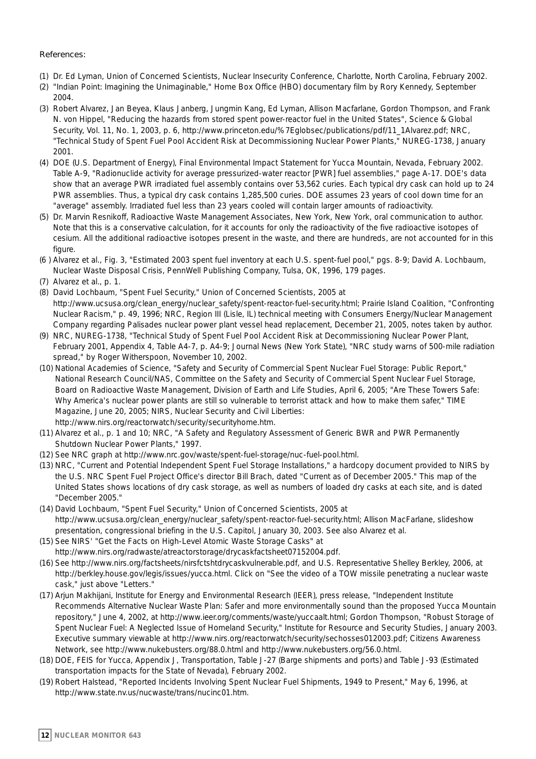References:

(1) Dr. Ed Lyman, Union of Concerned Scientists, Nuclear Insecurity Conference, Charlotte, North Carolina, February 2002.

(2) "Indian Point: Imagining the Unimaginable," Home Box Office (HBO) documentary film by Rory Kennedy, September 2004.

(3) Robert Alvarez, Jan Beyea, Klaus Janberg, Jungmin Kang, Ed Lyman, Allison Macfarlane, Gordon Thompson, and Frank N. von Hippel, "Reducing the hazards from stored spent power-reactor fuel in the United States", Science & Global Security, Vol. 11, No. 1, 2003, p. 6, http://www.princeton.edu/%7Eglobsec/publications/pdf/11_1Alvarez.pdf; NRC, "Technical Study of Spent Fuel Pool Accident Risk at Decommissioning Nuclear Power Plants," NUREG-1738, January 2001.

(4) DOE (U.S. Department of Energy), Final Environmental Impact Statement for Yucca Mountain, Nevada, February 2002. Table A-9, "Radionuclide activity for average pressurized-water reactor [PWR] fuel assemblies," page A-17. DOE's data show that an average PWR irradiated fuel assembly contains over 53,562 curies. Each typical dry cask can hold up to 24 PWR assemblies. Thus, a typical dry cask contains 1,285,500 curies. DOE assumes 23 years of cool down time for an "average" assembly. Irradiated fuel less than 23 years cooled will contain larger amounts of radioactivity.

(5) Dr. Marvin Resnikoff, Radioactive Waste Management Associates, New York, New York, oral communication to author. Note that this is a conservative calculation, for it accounts for only the radioactivity of the five radioactive isotopes of cesium. All the additional radioactive isotopes present in the waste, and there are hundreds, are not accounted for in this figure.

(6 ) Alvarez et al., Fig. 3, "Estimated 2003 spent fuel inventory at each U.S. spent-fuel pool," pgs. 8-9; David A. Lochbaum, Nuclear Waste Disposal Crisis, PennWell Publishing Company, Tulsa, OK, 1996, 179 pages.

(7) Alvarez et al., p. 1.

(8) David Lochbaum, "Spent Fuel Security," Union of Concerned Scientists, 2005 at http://www.ucsusa.org/clean_energy/nuclear_safety/spent-reactor-fuel-security.html; Prairie Island Coalition, "Confronting Nuclear Racism," p. 49, 1996; NRC, Region III (Lisle, IL) technical meeting with Consumers Energy/Nuclear Management Company regarding Palisades nuclear power plant vessel head replacement, December 21, 2005, notes taken by author.

(9) NRC, NUREG-1738, "Technical Study of Spent Fuel Pool Accident Risk at Decommissioning Nuclear Power Plant, February 2001, Appendix 4, Table A4-7, p. A4-9; Journal News (New York State), "NRC study warns of 500-mile radiation spread," by Roger Witherspoon, November 10, 2002.

(10) National Academies of Science, "Safety and Security of Commercial Spent Nuclear Fuel Storage: Public Report," National Research Council/NAS, Committee on the Safety and Security of Commercial Spent Nuclear Fuel Storage, Board on Radioactive Waste Management, Division of Earth and Life Studies, April 6, 2005; "Are These Towers Safe: Why America's nuclear power plants are still so vulnerable to terrorist attack and how to make them safer," TIME Magazine, June 20, 2005; NIRS, Nuclear Security and Civil Liberties: http://www.nirs.org/reactorwatch/security/securityhome.htm.

(11) Alvarez et al., p. 1 and 10; NRC, "A Safety and Regulatory Assessment of Generic BWR and PWR Permanently Shutdown Nuclear Power Plants," 1997.

(12) See NRC graph at http://www.nrc.gov/waste/spent-fuel-storage/nuc-fuel-pool.html.

(13) NRC, "Current and Potential Independent Spent Fuel Storage Installations," a hardcopy document provided to NIRS by the U.S. NRC Spent Fuel Project Office's director Bill Brach, dated "Current as of December 2005." This map of the United States shows locations of dry cask storage, as well as numbers of loaded dry casks at each site, and is dated "December 2005."

(14) David Lochbaum, "Spent Fuel Security," Union of Concerned Scientists, 2005 at http://www.ucsusa.org/clean_energy/nuclear_safety/spent-reactor-fuel-security.html; Allison MacFarlane, slideshow presentation, congressional briefing in the U.S. Capitol, January 30, 2003. See also Alvarez et al.

(15) See NIRS' "Get the Facts on High-Level Atomic Waste Storage Casks" at http://www.nirs.org/radwaste/atreactorstorage/drycaskfactsheet07152004.pdf.

(16) See http://www.nirs.org/factsheets/nirsfctshtdrycaskvulnerable.pdf, and U.S. Representative Shelley Berkley, 2006, at http://berkley.house.gov/legis/issues/yucca.html. Click on "See the video of a TOW missile penetrating a nuclear waste cask," just above "Letters."

(17) Arjun Makhijani, Institute for Energy and Environmental Research (IEER), press release, "Independent Institute Recommends Alternative Nuclear Waste Plan: Safer and more environmentally sound than the proposed Yucca Mountain repository," June 4, 2002, at http://www.ieer.org/comments/waste/yuccaalt.html; Gordon Thompson, "Robust Storage of Spent Nuclear Fuel: A Neglected Issue of Homeland Security," Institute for Resource and Security Studies, January 2003. Executive summary viewable at http://www.nirs.org/reactorwatch/security/sechosses012003.pdf; Citizens Awareness Network, see http://www.nukebusters.org/88.0.html and http://www.nukebusters.org/56.0.html.

(18) DOE, FEIS for Yucca, Appendix J, Transportation, Table J-27 (Barge shipments and ports) and Table J-93 (Estimated transportation impacts for the State of Nevada), February 2002.

(19) Robert Halstead, "Reported Incidents Involving Spent Nuclear Fuel Shipments, 1949 to Present," May 6, 1996, at http://www.state.nv.us/nucwaste/trans/nucinc01.htm.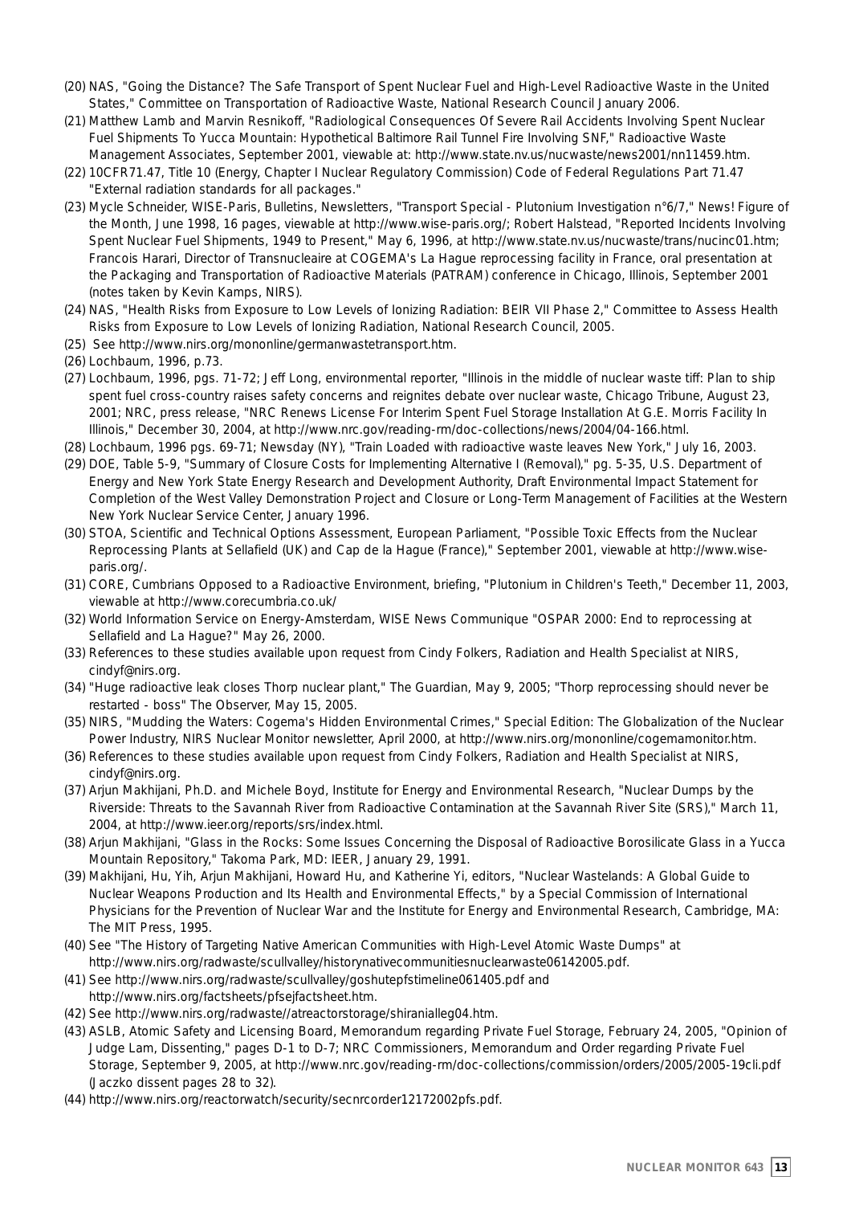(20) NAS, "Going the Distance? The Safe Transport of Spent Nuclear Fuel and High-Level Radioactive Waste in the United States," Committee on Transportation of Radioactive Waste, National Research Council January 2006.

(21) Matthew Lamb and Marvin Resnikoff, "Radiological Consequences Of Severe Rail Accidents Involving Spent Nuclear Fuel Shipments To Yucca Mountain: Hypothetical Baltimore Rail Tunnel Fire Involving SNF," Radioactive Waste Management Associates, September 2001, viewable at: http://www.state.nv.us/nucwaste/news2001/nn11459.htm.

(22) 10CFR71.47, Title 10 (Energy, Chapter I Nuclear Regulatory Commission) Code of Federal Regulations Part 71.47 "External radiation standards for all packages."

(23) Mycle Schneider, WISE-Paris, Bulletins, Newsletters, "Transport Special - Plutonium Investigation n°6/7," News! Figure of the Month, June 1998, 16 pages, viewable at http://www.wise-paris.org/; Robert Halstead, "Reported Incidents Involving Spent Nuclear Fuel Shipments, 1949 to Present," May 6, 1996, at http://www.state.nv.us/nucwaste/trans/nucinc01.htm; Francois Harari, Director of Transnucleaire at COGEMA's La Hague reprocessing facility in France, oral presentation at the Packaging and Transportation of Radioactive Materials (PATRAM) conference in Chicago, Illinois, September 2001 (notes taken by Kevin Kamps, NIRS).

(24) NAS, "Health Risks from Exposure to Low Levels of Ionizing Radiation: BEIR VII Phase 2," Committee to Assess Health Risks from Exposure to Low Levels of Ionizing Radiation, National Research Council, 2005.

(25) See http://www.nirs.org/mononline/germanwastetransport.htm.

(26) Lochbaum, 1996, p.73.

(27) Lochbaum, 1996, pgs. 71-72; Jeff Long, environmental reporter, "Illinois in the middle of nuclear waste tiff: Plan to ship spent fuel cross-country raises safety concerns and reignites debate over nuclear waste, Chicago Tribune, August 23, 2001; NRC, press release, "NRC Renews License For Interim Spent Fuel Storage Installation At G.E. Morris Facility In Illinois," December 30, 2004, at http://www.nrc.gov/reading-rm/doc-collections/news/2004/04-166.html.

(28) Lochbaum, 1996 pgs. 69-71; Newsday (NY), "Train Loaded with radioactive waste leaves New York," July 16, 2003.

(29) DOE, Table 5-9, "Summary of Closure Costs for Implementing Alternative I (Removal)," pg. 5-35, U.S. Department of Energy and New York State Energy Research and Development Authority, Draft Environmental Impact Statement for Completion of the West Valley Demonstration Project and Closure or Long-Term Management of Facilities at the Western New York Nuclear Service Center, January 1996.

(30) STOA, Scientific and Technical Options Assessment, European Parliament, "Possible Toxic Effects from the Nuclear Reprocessing Plants at Sellafield (UK) and Cap de la Hague (France)," September 2001, viewable at http://www.wise-paris.org/.

(31) CORE, Cumbrians Opposed to a Radioactive Environment, briefing, "Plutonium in Children's Teeth," December 11, 2003, viewable at http://www.corecumbria.co.uk/

(32) World Information Service on Energy-Amsterdam, WISE News Communique "OSPAR 2000: End to reprocessing at Sellafield and La Hague?" May 26, 2000.

(33) References to these studies available upon request from Cindy Folkers, Radiation and Health Specialist at NIRS, cindyf@nirs.org.

(34) "Huge radioactive leak closes Thorp nuclear plant," The Guardian, May 9, 2005; "Thorp reprocessing should never be restarted - boss" The Observer, May 15, 2005.

(35) NIRS, "Mudding the Waters: Cogema's Hidden Environmental Crimes," Special Edition: The Globalization of the Nuclear Power Industry, NIRS Nuclear Monitor newsletter, April 2000, at http://www.nirs.org/mononline/cogemamonitor.htm.

(36) References to these studies available upon request from Cindy Folkers, Radiation and Health Specialist at NIRS, cindyf@nirs.org.

(37) Arjun Makhijani, Ph.D. and Michele Boyd, Institute for Energy and Environmental Research, "Nuclear Dumps by the Riverside: Threats to the Savannah River from Radioactive Contamination at the Savannah River Site (SRS)," March 11, 2004, at http://www.ieer.org/reports/srs/index.html.

(38) Arjun Makhijani, "Glass in the Rocks: Some Issues Concerning the Disposal of Radioactive Borosilicate Glass in a Yucca Mountain Repository," Takoma Park, MD: IEER, January 29, 1991.

(39) Makhijani, Hu, Yih, Arjun Makhijani, Howard Hu, and Katherine Yi, editors, "Nuclear Wastelands: A Global Guide to Nuclear Weapons Production and Its Health and Environmental Effects," by a Special Commission of International Physicians for the Prevention of Nuclear War and the Institute for Energy and Environmental Research, Cambridge, MA: The MIT Press, 1995.

(40) See "The History of Targeting Native American Communities with High-Level Atomic Waste Dumps" at http://www.nirs.org/radwaste/scullvalley/historynativecommunitiesnuclearwaste06142005.pdf.

(41) See http://www.nirs.org/radwaste/scullvalley/goshutepfstimeline061405.pdf and http://www.nirs.org/factsheets/pfsejfactsheet.htm.

(42) See http://www.nirs.org/radwaste//atreactorstorage/shiranialleg04.htm.

(43) ASLB, Atomic Safety and Licensing Board, Memorandum regarding Private Fuel Storage, February 24, 2005, "Opinion of Judge Lam, Dissenting," pages D-1 to D-7; NRC Commissioners, Memorandum and Order regarding Private Fuel Storage, September 9, 2005, at http://www.nrc.gov/reading-rm/doc-collections/commission/orders/2005/2005-19cli.pdf (Jaczko dissent pages 28 to 32).

(44) http://www.nirs.org/reactorwatch/security/secnrcorder12172002pfs.pdf.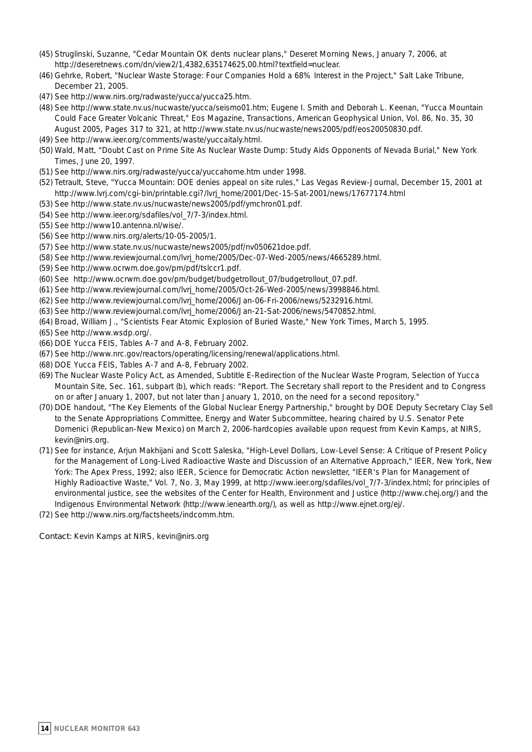(45) Struglinski, Suzanne, "Cedar Mountain OK dents nuclear plans," Deseret Morning News, January 7, 2006, at http://deseretnews.com/dn/view2/1,4382,635174625,00.html?textfield=nuclear.

(46) Gehrke, Robert, "Nuclear Waste Storage: Four Companies Hold a 68% Interest in the Project," Salt Lake Tribune, December 21, 2005.

(47) See http://www.nirs.org/radwaste/yucca/yucca25.htm.

(48) See http://www.state.nv.us/nucwaste/yucca/seismo01.htm; Eugene I. Smith and Deborah L. Keenan, "Yucca Mountain Could Face Greater Volcanic Threat," Eos Magazine, Transactions, American Geophysical Union, Vol. 86, No. 35, 30 August 2005, Pages 317 to 321, at http://www.state.nv.us/nucwaste/news2005/pdf/eos20050830.pdf.

(49) See http://www.ieer.org/comments/waste/yuccaitaly.html.

(50) Wald, Matt, "Doubt Cast on Prime Site As Nuclear Waste Dump: Study Aids Opponents of Nevada Burial," New York Times, June 20, 1997.

(51) See http://www.nirs.org/radwaste/yucca/yuccahome.htm under 1998.

(52) Tetrault, Steve, "Yucca Mountain: DOE denies appeal on site rules," Las Vegas Review-Journal, December 15, 2001 at http://www.lvrj.com/cgi-bin/printable.cgi?/lvrj_home/2001/Dec-15-Sat-2001/news/17677174.html

(53) See http://www.state.nv.us/nucwaste/news2005/pdf/ymchron01.pdf.

(54) See http://www.ieer.org/sdafiles/vol_7/7-3/index.html.

(55) See http://www10.antenna.nl/wise/.

(56) See http://www.nirs.org/alerts/10-05-2005/1.

(57) See http://www.state.nv.us/nucwaste/news2005/pdf/nv050621doe.pdf.

(58) See http://www.reviewjournal.com/lvrj_home/2005/Dec-07-Wed-2005/news/4665289.html.

(59) See http://www.ocrwm.doe.gov/pm/pdf/tslccr1.pdf.

(60) See http://www.ocrwm.doe.gov/pm/budget/budgetrollout_07/budgetrollout_07.pdf.

(61) See http://www.reviewjournal.com/lvrj_home/2005/Oct-26-Wed-2005/news/3998846.html.

(62) See http://www.reviewjournal.com/lvrj_home/2006/Jan-06-Fri-2006/news/5232916.html.

(63) See http://www.reviewjournal.com/lvrj_home/2006/Jan-21-Sat-2006/news/5470852.html.

(64) Broad, William J., "Scientists Fear Atomic Explosion of Buried Waste," New York Times, March 5, 1995.

(65) See http://www.wsdp.org/.

(66) DOE Yucca FEIS, Tables A-7 and A-8, February 2002.

(67) See http://www.nrc.gov/reactors/operating/licensing/renewal/applications.html.

(68) DOE Yucca FEIS, Tables A-7 and A-8, February 2002.

(69) The Nuclear Waste Policy Act, as Amended, Subtitle E-Redirection of the Nuclear Waste Program, Selection of Yucca Mountain Site, Sec. 161, subpart (b), which reads: "Report. The Secretary shall report to the President and to Congress on or after January 1, 2007, but not later than January 1, 2010, on the need for a second repository."

(70) DOE handout, "The Key Elements of the Global Nuclear Energy Partnership," brought by DOE Deputy Secretary Clay Sell to the Senate Appropriations Committee, Energy and Water Subcommittee, hearing chaired by U.S. Senator Pete Domenici (Republican-New Mexico) on March 2, 2006-hardcopies available upon request from Kevin Kamps, at NIRS, kevin@nirs.org.

(71) See for instance, Arjun Makhijani and Scott Saleska, "High-Level Dollars, Low-Level Sense: A Critique of Present Policy for the Management of Long-Lived Radioactive Waste and Discussion of an Alternative Approach," IEER, New York, New York: The Apex Press, 1992; also IEER, Science for Democratic Action newsletter, "IEER's Plan for Management of Highly Radioactive Waste," Vol. 7, No. 3, May 1999, at http://www.ieer.org/sdafiles/vol_7/7-3/index.html; for principles of environmental justice, see the websites of the Center for Health, Environment and Justice (http://www.chej.org/) and the Indigenous Environmental Network (http://www.ienearth.org/), as well as http://www.ejnet.org/ej/.

(72) See http://www.nirs.org/factsheets/indcomm.htm.

Contact: Kevin Kamps at NIRS, kevin@nirs.org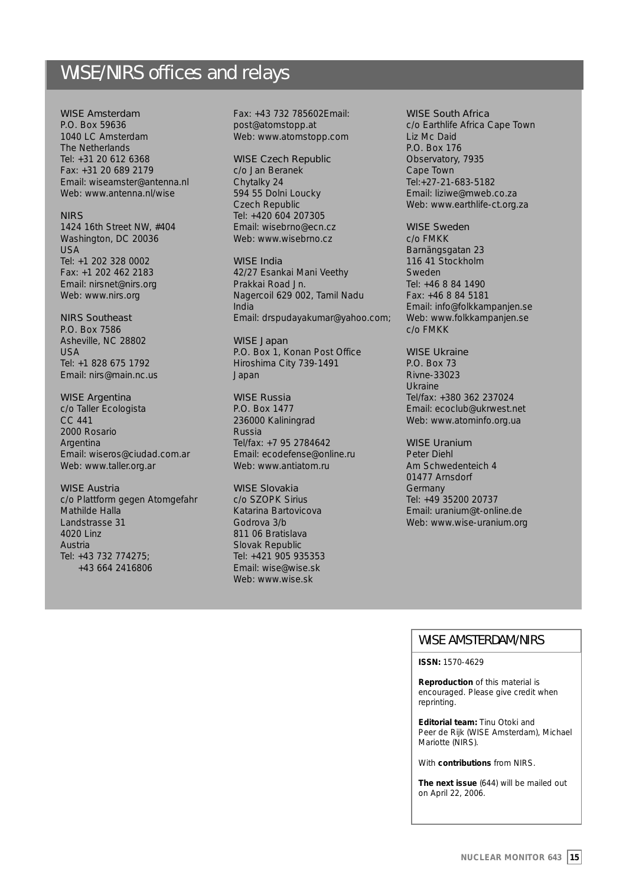# WISE/NIRS offices and relays

**WISE Amsterdam**
P.O. Box 59636
1040 LC Amsterdam
The Netherlands
Tel: +31 20 612 6368
Fax: +31 20 689 2179
Email: wiseamster@antenna.nl
Web: www.antenna.nl/wise

**NIRS**
1424 16th Street NW, #404
Washington, DC 20036
USA
Tel: +1 202 328 0002
Fax: +1 202 462 2183
Email: nirsnet@nirs.org
Web: www.nirs.org

**NIRS Southeast**
P.O. Box 7586
Asheville, NC 28802
USA
Tel: +1 828 675 1792
Email: nirs@main.nc.us

**WISE Argentina**
c/o Taller Ecologista
CC 441
2000 Rosario
Argentina
Email: wiseros@ciudad.com.ar
Web: www.taller.org.ar

**WISE Austria**
c/o Plattform gegen Atomgefahr
Mathilde Halla
Landstrasse 31
4020 Linz
Austria
Tel: +43 732 774275;
+43 664 2416806
Fax: +43 732 785602Email:
post@atomstopp.at
Web: www.atomstopp.com

**WISE Czech Republic**
c/o Jan Beranek
Chytalky 24
594 55 Dolni Loucky
Czech Republic
Tel: +420 604 207305
Email: wisebrno@ecn.cz
Web: www.wisebrno.cz

**WISE India**
42/27 Esankai Mani Veethy
Prakkai Road Jn.
Nagercoil 629 002, Tamil Nadu
India
Email: drspudayakumar@yahoo.com;

**WISE Japan**
P.O. Box 1, Konan Post Office
Hiroshima City 739-1491
Japan

**WISE Russia**
P.O. Box 1477
236000 Kaliningrad
Russia
Tel/fax: +7 95 2784642
Email: ecodefense@online.ru
Web: www.antiatom.ru

**WISE Slovakia**
c/o SZOPK Sirius
Katarina Bartovicova
Godrova 3/b
811 06 Bratislava
Slovak Republic
Tel: +421 905 935353
Email: wise@wise.sk
Web: www.wise.sk

**WISE South Africa**
c/o Earthlife Africa Cape Town
Liz Mc Daid
P.O. Box 176
Observatory, 7935
Cape Town
Tel:+27-21-683-5182
Email: liziwe@mweb.co.za
Web: www.earthlife-ct.org.za

**WISE Sweden**
c/o FMKK
Barnängsgatan 23
116 41 Stockholm
Sweden
Tel: +46 8 84 1490
Fax: +46 8 84 5181
Email: info@folkkampanjen.se
Web: www.folkkampanjen.se
c/o FMKK

**WISE Ukraine**
P.O. Box 73
Rivne-33023
Ukraine
Tel/fax: +380 362 237024
Email: ecoclub@ukrwest.net
Web: www.atominfo.org.ua

**WISE Uranium**
Peter Diehl
Am Schwedenteich 4
01477 Arnsdorf
Germany
Tel: +49 35200 20737
Email: uranium@t-online.de
Web: www.wise-uranium.org

## WISE AMSTERDAM/NIRS

**ISSN:** 1570-4629

**Reproduction** of this material is encouraged. Please give credit when reprinting.

**Editorial team:** Tinu Otoki and Peer de Rijk (WISE Amsterdam), Michael Mariotte (NIRS).

With **contributions** from NIRS.

**The next issue** (644) will be mailed out on April 22, 2006.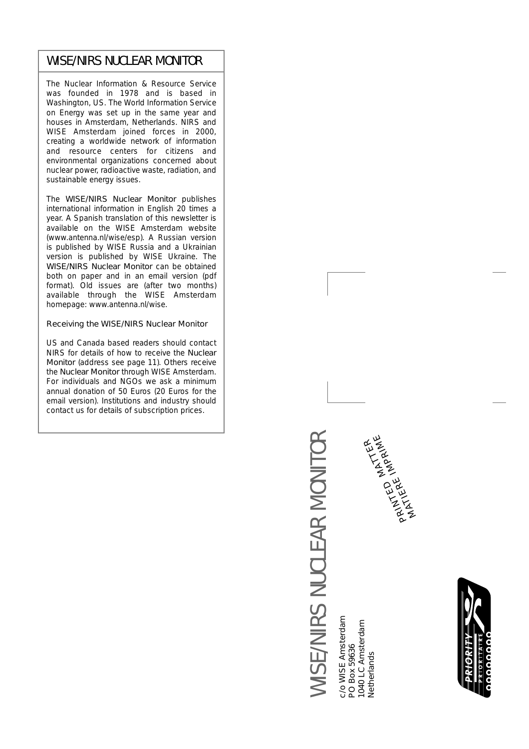## WISE/NIRS NUCLEAR MONITOR

The Nuclear Information & Resource Service was founded in 1978 and is based in Washington, US. The World Information Service on Energy was set up in the same year and houses in Amsterdam, Netherlands. NIRS and WISE Amsterdam joined forces in 2000, creating a worldwide network of information and resource centers for citizens and environmental organizations concerned about nuclear power, radioactive waste, radiation, and sustainable energy issues.

The WISE/NIRS Nuclear Monitor publishes international information in English 20 times a year. A Spanish translation of this newsletter is available on the WISE Amsterdam website (www.antenna.nl/wise/esp). A Russian version is published by WISE Russia and a Ukrainian version is published by WISE Ukraine. The WISE/NIRS Nuclear Monitor can be obtained both on paper and in an email version (pdf format). Old issues are (after two months) available through the WISE Amsterdam homepage: www.antenna.nl/wise.

### Receiving the WISE/NIRS Nuclear Monitor

US and Canada based readers should contact NIRS for details of how to receive the Nuclear Monitor (address see page 11). Others receive the Nuclear Monitor through WISE Amsterdam. For individuals and NGOs we ask a minimum annual donation of 50 Euros (20 Euros for the email version). Institutions and industry should contact us for details of subscription prices.

WISE/NIRS NUCLEAR MONITOR

c/o WISE Amsterdam
PO Box 59636
1040 LC Amsterdam
Netherlands

PRINTED MATTER
MATIERE IMPRIME

PRIORITY
PRIORITAIRE